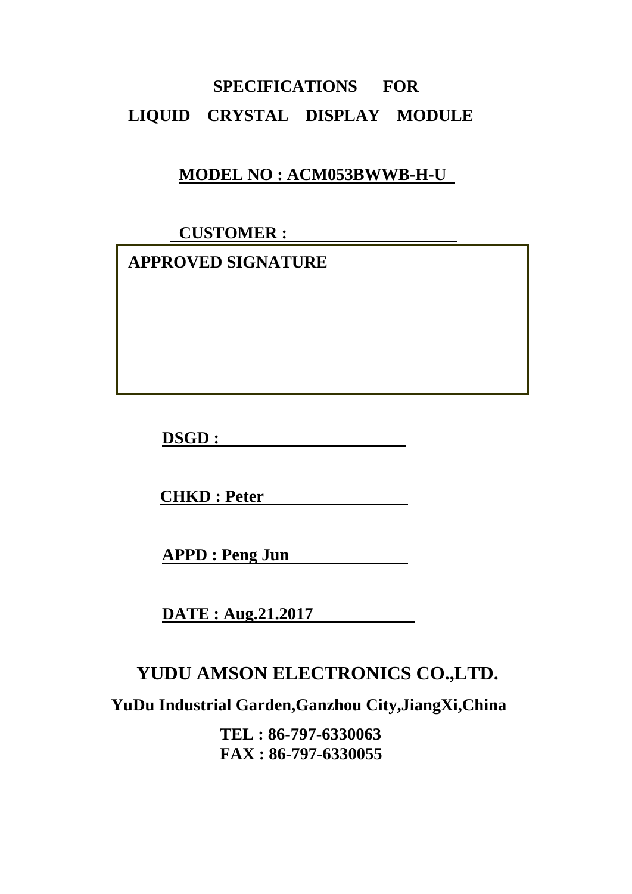# SPECIFICATIONS FOR LIQUID CRYSTAL DISPLAY MODULE

**MODEL NO : ACM053BWWB-H-U**

**CUSTOMER :**

| APPROVED SIGNATURE |
| --- |
| |

**DSGD :**

**CHKD : Peter**

**APPD : Peng Jun**

**DATE : Aug.21.2017**

## YUDU AMSON ELECTRONICS CO.,LTD.

**YuDu Industrial Garden,Ganzhou City,JiangXi,China**

**TEL : 86-797-6330063**
**FAX : 86-797-6330055**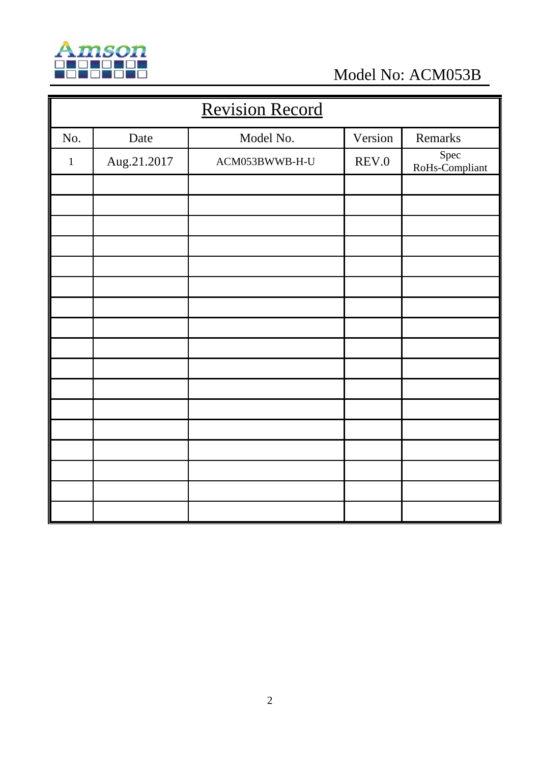## Revision Record

| No. | Date | Model No. | Version | Remarks |
|---|---|---|---|---|
| 1 | Aug.21.2017 | ACM053BWWB-H-U | REV.0 | Spec RoHs-Compliant |
| | | | | |
| | | | | |
| | | | | |
| | | | | |
| | | | | |
| | | | | |
| | | | | |
| | | | | |
| | | | | |
| | | | | |
| | | | | |
| | | | | |
| | | | | |
| | | | | |
| | | | | |
| | | | | |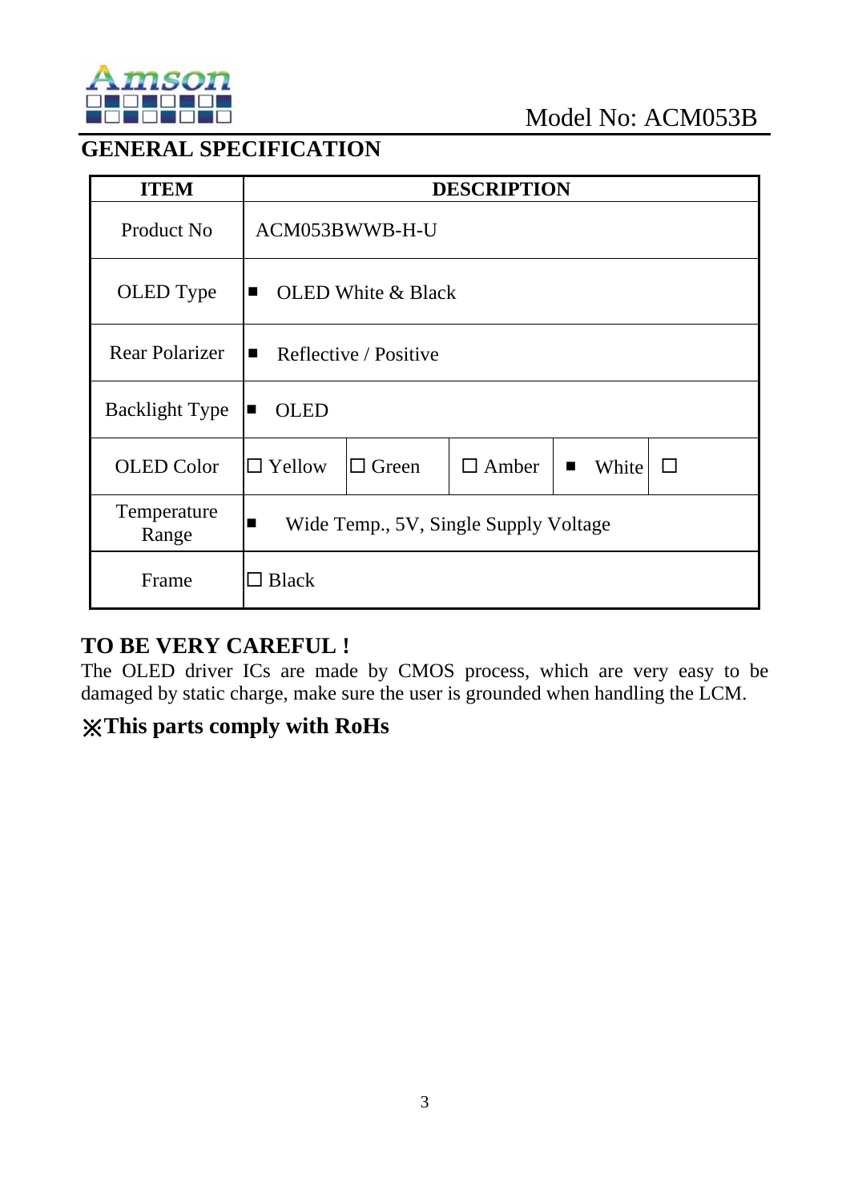Model No: ACM053B

## GENERAL SPECIFICATION

| ITEM | DESCRIPTION | | | | |
|---|---|---|---|---|---|
| Product No | ACM053BWWB-H-U | | | | |
| OLED Type | ■ OLED White & Black | | | | |
| Rear Polarizer | ■ Reflective / Positive | | | | |
| Backlight Type | ■ OLED | | | | |
| OLED Color | □ Yellow | □ Green | □ Amber | ■ White | □ |
| Temperature Range | ■ Wide Temp., 5V, Single Supply Voltage | | | | |
| Frame | □ Black | | | | |

### TO BE VERY CAREFUL !

The OLED driver ICs are made by CMOS process, which are very easy to be damaged by static charge, make sure the user is grounded when handling the LCM.

### ※This parts comply with RoHs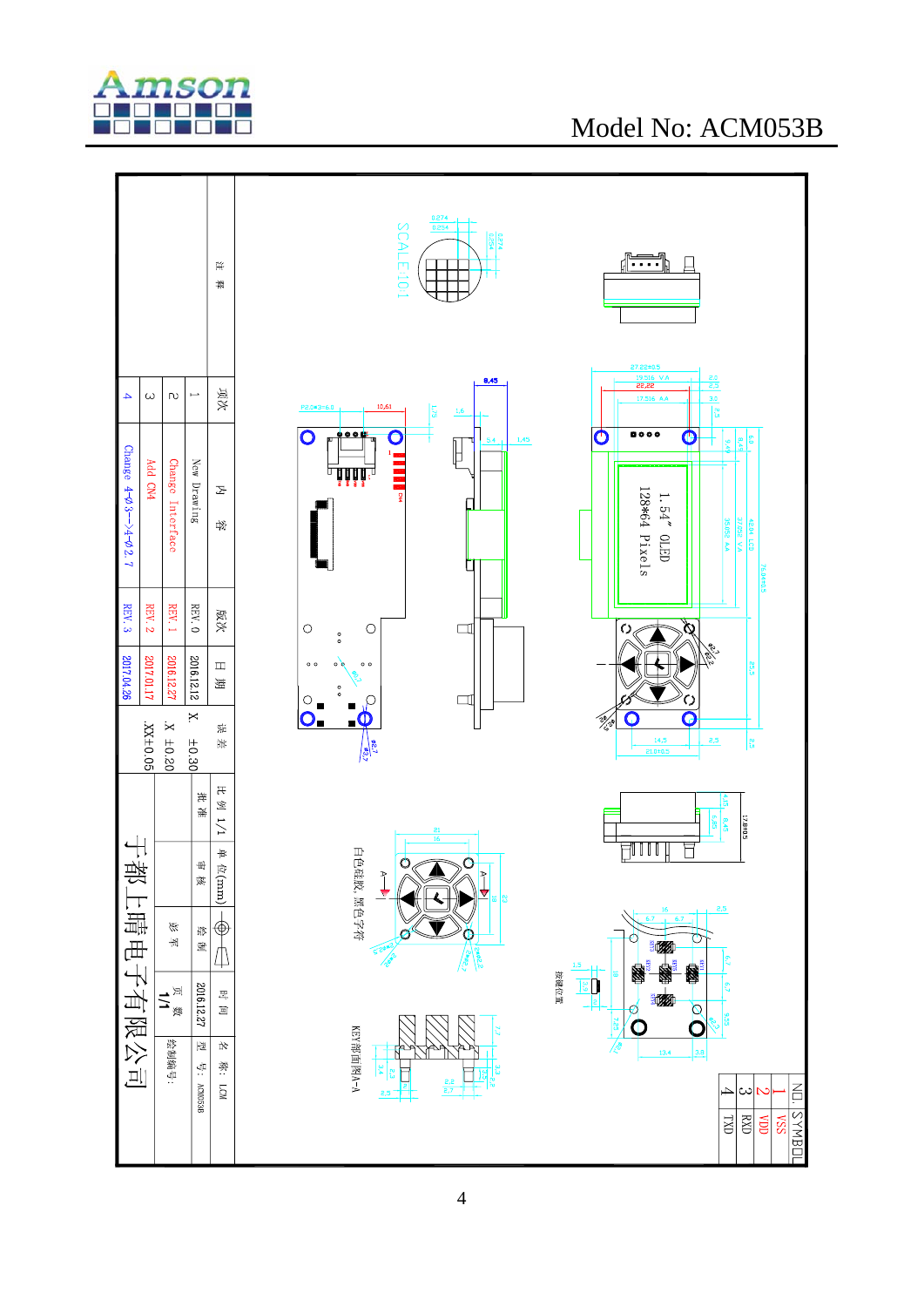Model No: ACM053B

| 项次 | 内　容 | 版次 | 日 期 | 误 差 |
|---|---|---|---|---|
| 1 | New Drawing | REV.0 | 2016.12.12 | X. ±0.30 |
| 2 | Change Interface | REV.1 | 2016.12.27 | .X ±0.20 |
| 3 | Add CN4 | REV.2 | 2017.01.17 | .XX±0.05 |
| 4 | Change 4-φ3→4-φ2.7 | REV.3 | 2017.04.26 | |

注 释

| 比 例 | 1/1 | 单 位(mm) | | 时 间 | 名 称: | LCM |
|---|---|---|---|---|---|---|
| 批 准 | 审 核 | 绘 制 | | 2016.12.27 | 型 号: | ACM053B |
| | | 必 平 | | 页 数 1/1 | 绘制编号: | |

于都上晴电子有限公司

1.54" OLED
128*64 Pixels

SCALE 10:1

白色硅胶，黑色字符

KEY部面图A-A

按键位置

| NO. | SYMBOL |
|---|---|
| 1 | VSS |
| 2 | VDD |
| 3 | RXD |
| 4 | TXD |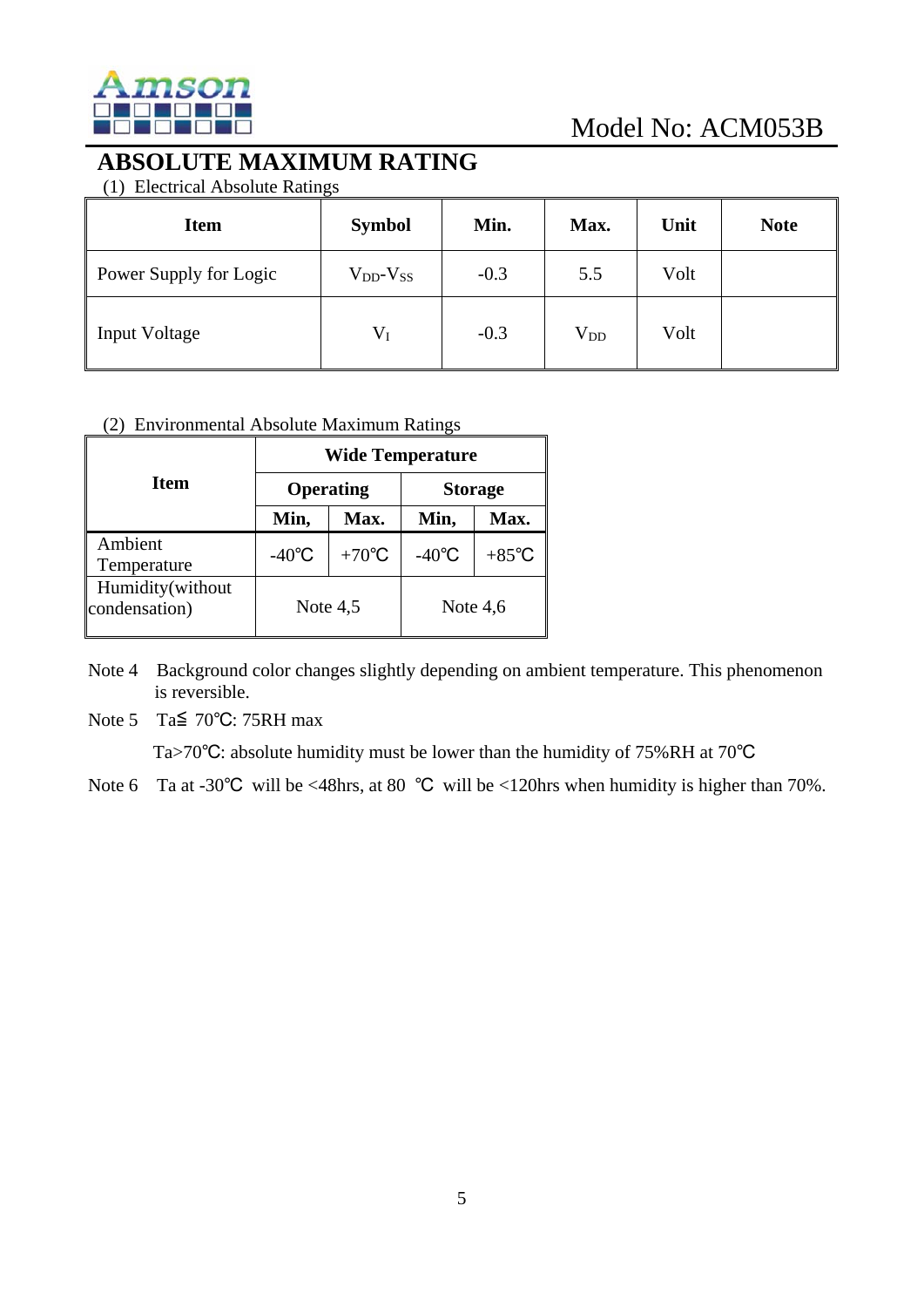## ABSOLUTE MAXIMUM RATING

(1) Electrical Absolute Ratings

| Item | Symbol | Min. | Max. | Unit | Note |
|---|---|---|---|---|---|
| Power Supply for Logic | $V_{DD}$-$V_{SS}$ | -0.3 | 5.5 | Volt | |
| Input Voltage | $V_I$ | -0.3 | $V_{DD}$ | Volt | |

(2) Environmental Absolute Maximum Ratings

| Item | Wide Temperature | | | |
|---|---|---|---|---|
| | Operating | | Storage | |
| | Min, | Max. | Min, | Max. |
| Ambient Temperature | -40℃ | +70℃ | -40℃ | +85℃ |
| Humidity(without condensation) | Note 4,5 | | Note 4,6 | |

Note 4 Background color changes slightly depending on ambient temperature. This phenomenon is reversible.

Note 5 Ta≦ 70℃: 75RH max

Ta>70℃: absolute humidity must be lower than the humidity of 75%RH at 70℃

Note 6 Ta at -30℃ will be <48hrs, at 80 ℃ will be <120hrs when humidity is higher than 70%.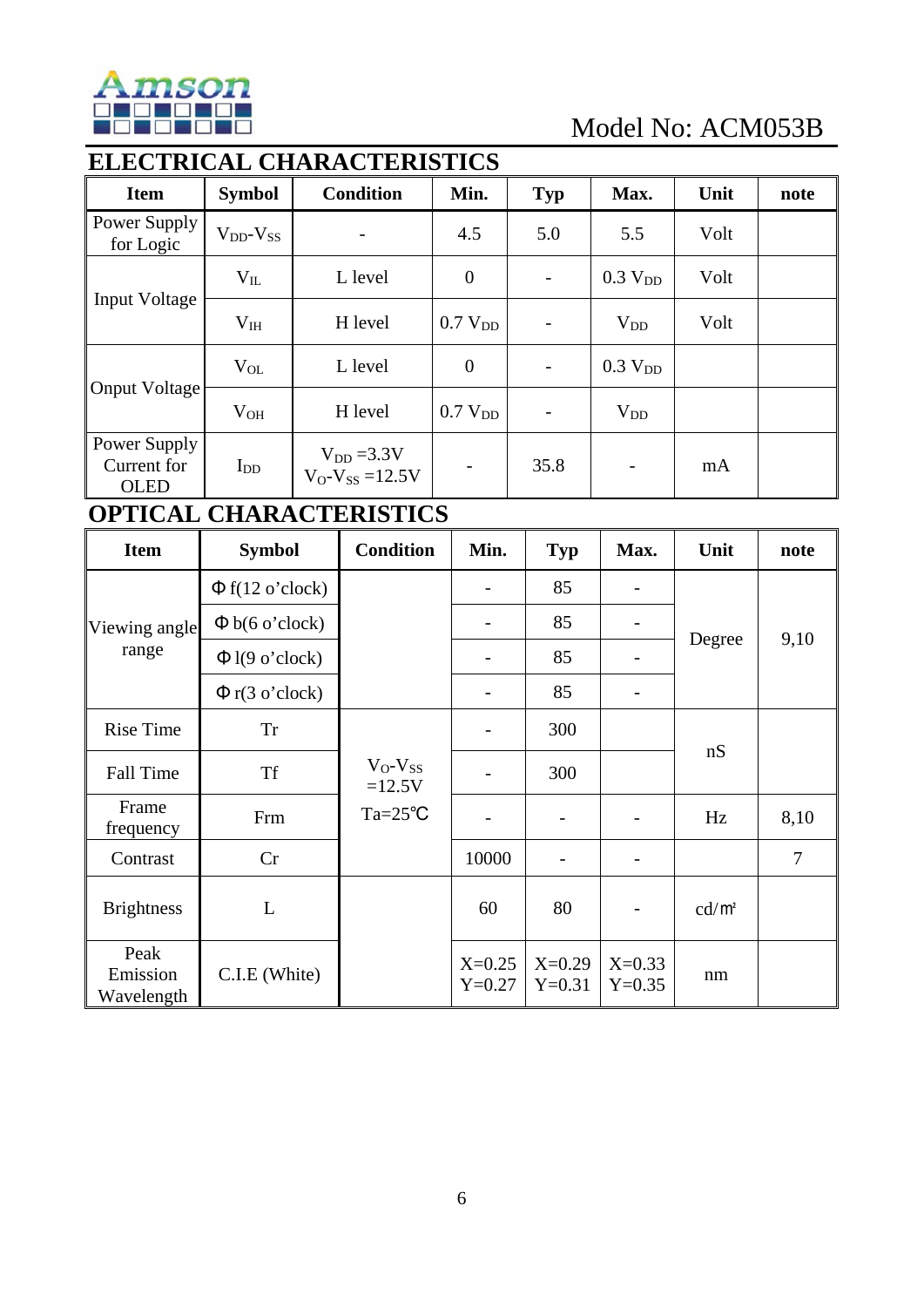Model No: ACM053B

## ELECTRICAL CHARACTERISTICS

| Item | Symbol | Condition | Min. | Typ | Max. | Unit | note |
|---|---|---|---|---|---|---|---|
| Power Supply for Logic | $V_{DD}$-$V_{SS}$ | - | 4.5 | 5.0 | 5.5 | Volt | |
| Input Voltage | $V_{IL}$ | L level | 0 | - | 0.3 $V_{DD}$ | Volt | |
| | $V_{IH}$ | H level | 0.7 $V_{DD}$ | - | $V_{DD}$ | Volt | |
| Onput Voltage | $V_{OL}$ | L level | 0 | - | 0.3 $V_{DD}$ | | |
| | $V_{OH}$ | H level | 0.7 $V_{DD}$ | - | $V_{DD}$ | | |
| Power Supply Current for OLED | $I_{DD}$ | $V_{DD}$ =3.3V $V_O$-$V_{SS}$ =12.5V | - | 35.8 | - | mA | |

## OPTICAL CHARACTERISTICS

| Item | Symbol | Condition | Min. | Typ | Max. | Unit | note |
|---|---|---|---|---|---|---|---|
| Viewing angle range | Φ f(12 o'clock) | | - | 85 | - | Degree | 9,10 |
| | Φ b(6 o'clock) | | - | 85 | - | | |
| | Φ l(9 o'clock) | | - | 85 | - | | |
| | Φ r(3 o'clock) | | - | 85 | - | | |
| Rise Time | Tr | $V_O$-$V_{SS}$ =12.5V Ta=25℃ | - | 300 | | nS | |
| Fall Time | Tf | | - | 300 | | | |
| Frame frequency | Frm | | - | - | - | Hz | 8,10 |
| Contrast | Cr | | 10000 | - | - | | 7 |
| Brightness | L | | 60 | 80 | - | cd/㎡ | |
| Peak Emission Wavelength | C.I.E (White) | | X=0.25 Y=0.27 | X=0.29 Y=0.31 | X=0.33 Y=0.35 | nm | |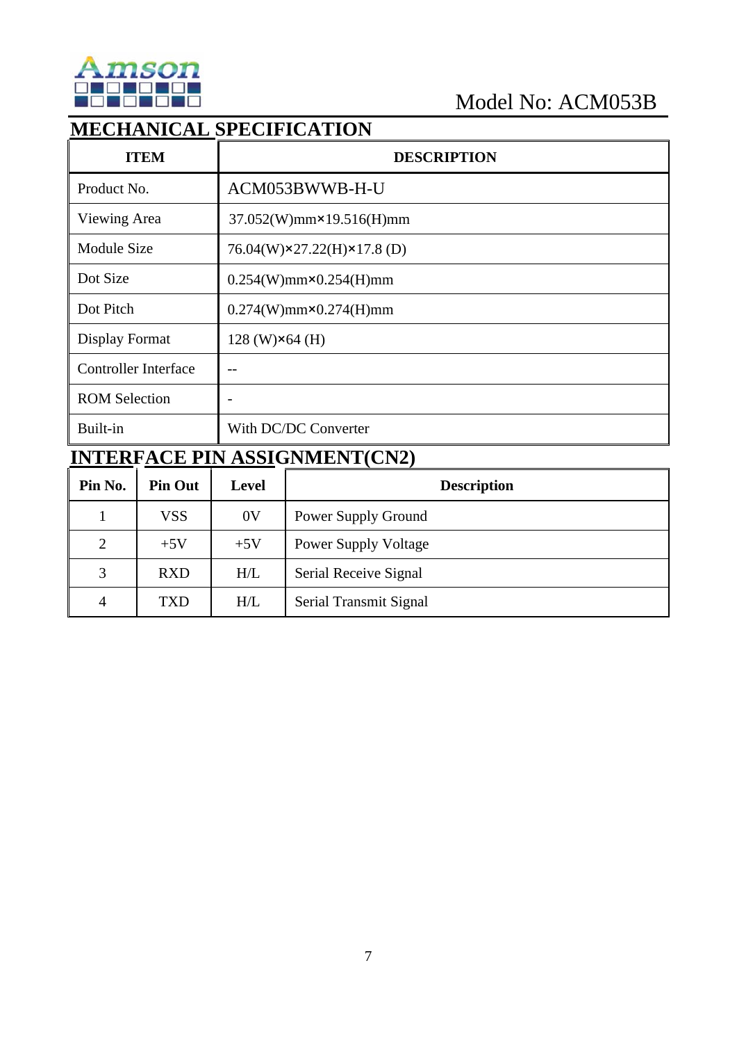Model No: ACM053B

## MECHANICAL SPECIFICATION

| ITEM | DESCRIPTION |
|---|---|
| Product No. | ACM053BWWB-H-U |
| Viewing Area | 37.052(W)mm×19.516(H)mm |
| Module Size | 76.04(W)×27.22(H)×17.8 (D) |
| Dot Size | 0.254(W)mm×0.254(H)mm |
| Dot Pitch | 0.274(W)mm×0.274(H)mm |
| Display Format | 128 (W)×64 (H) |
| Controller Interface | -- |
| ROM Selection | - |
| Built-in | With DC/DC Converter |

## INTERFACE PIN ASSIGNMENT(CN2)

| Pin No. | Pin Out | Level | Description |
|---|---|---|---|
| 1 | VSS | 0V | Power Supply Ground |
| 2 | +5V | +5V | Power Supply Voltage |
| 3 | RXD | H/L | Serial Receive Signal |
| 4 | TXD | H/L | Serial Transmit Signal |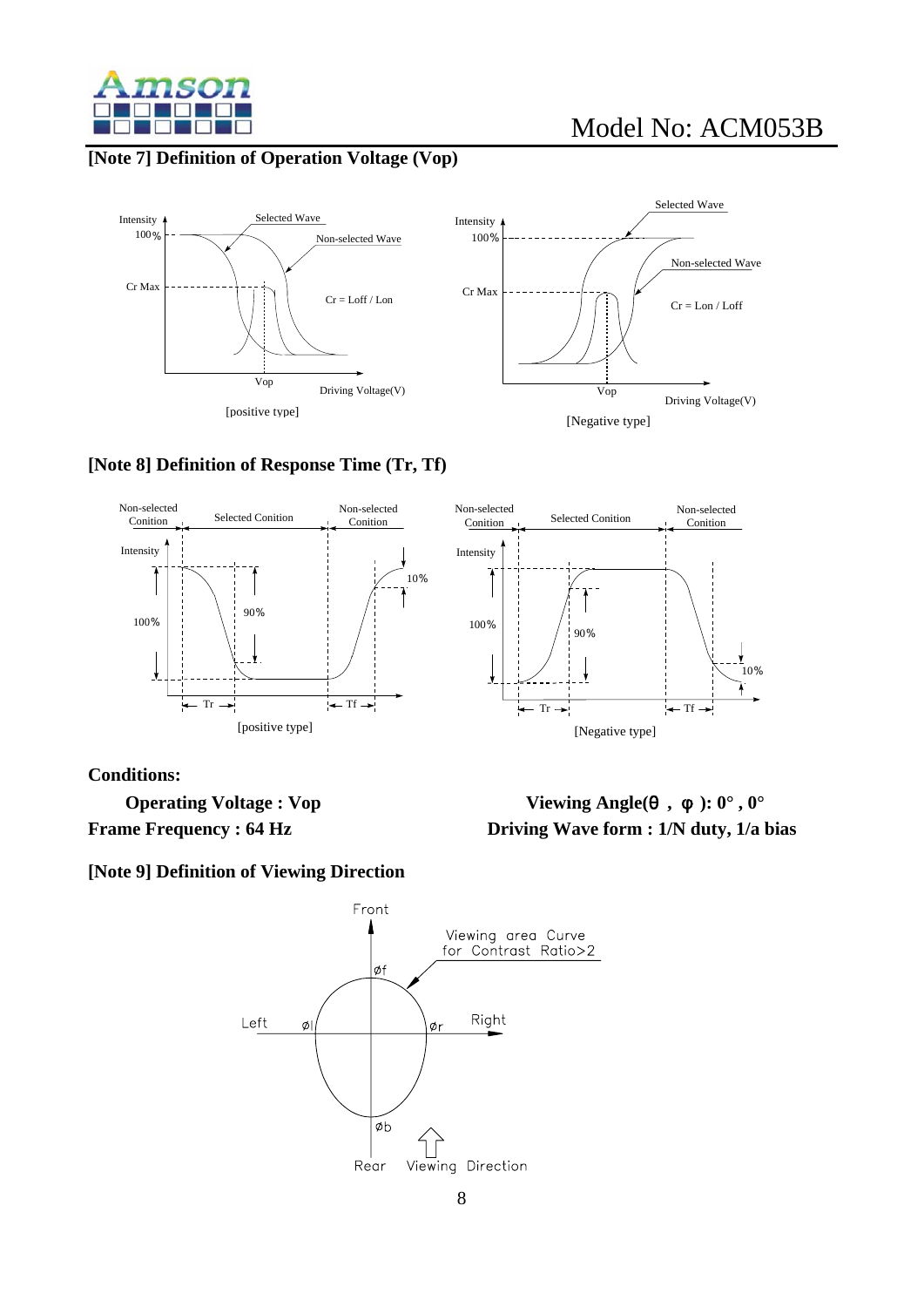## [Note 7] Definition of Operation Voltage (Vop)

Intensity 100% Cr Max Selected Wave Non-selected Wave Cr = Loff / Lon Vop Driving Voltage(V)

[positive type]

Intensity 100% Cr Max Selected Wave Non-selected Wave Cr = Lon / Loff Vop Driving Voltage(V)

[Negative type]

## [Note 8] Definition of Response Time (Tr, Tf)

Non-selected Conition Selected Conition Non-selected Conition Intensity 100% 90% 10% Tr Tf

[positive type]

Non-selected Conition Selected Conition Non-selected Conition Intensity 100% 90% 10% Tr Tf

[Negative type]

**Conditions:**

**Operating Voltage : Vop**

**Viewing Angle(θ , φ ): 0° , 0°**

**Frame Frequency : 64 Hz**

**Driving Wave form : 1/N duty, 1/a bias**

## [Note 9] Definition of Viewing Direction

Front Viewing area Curve for Contrast Ratio>2 øf Left øl ør Right øb Rear Viewing Direction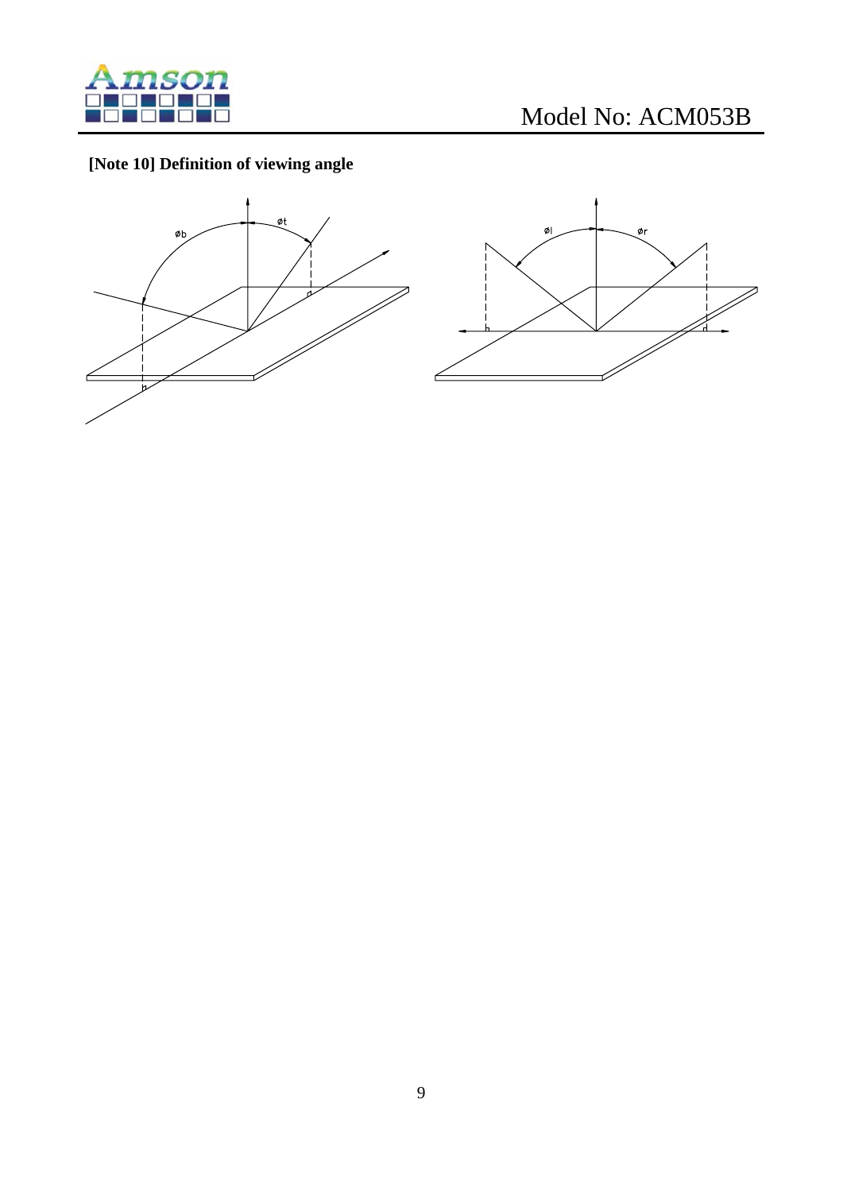**[Note 10] Definition of viewing angle**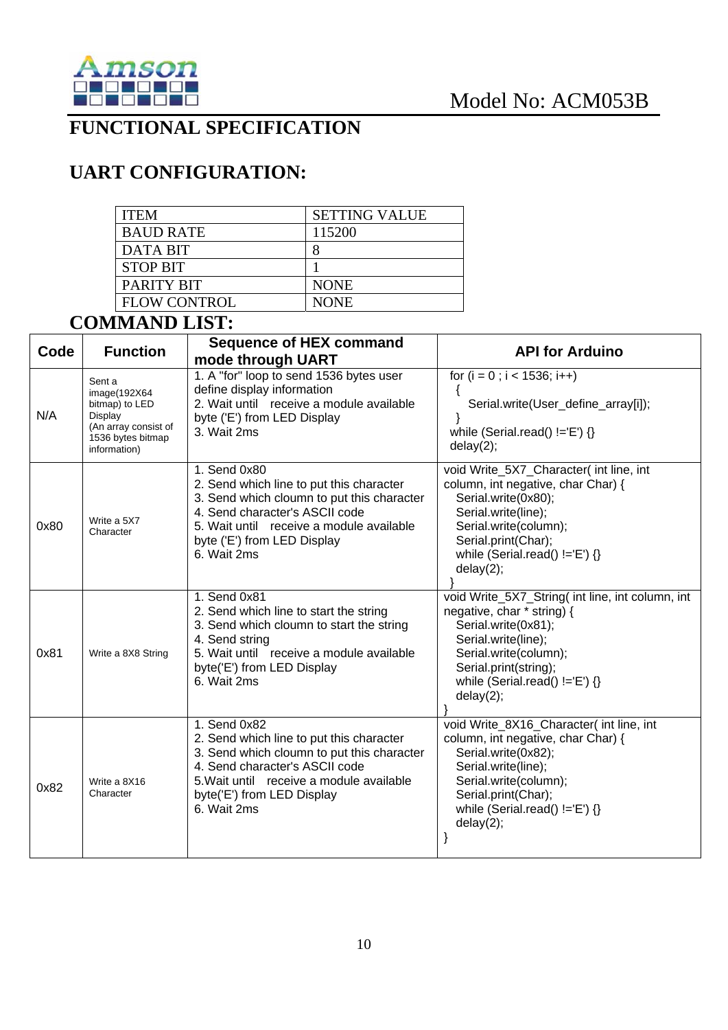Model No: ACM053B

# FUNCTIONAL SPECIFICATION

## UART CONFIGURATION:

| ITEM | SETTING VALUE |
|---|---|
| BAUD RATE | 115200 |
| DATA BIT | 8 |
| STOP BIT | 1 |
| PARITY BIT | NONE |
| FLOW CONTROL | NONE |

## COMMAND LIST:

| Code | Function | Sequence of HEX command mode through UART | API for Arduino |
|---|---|---|---|
| N/A | Sent a image(192X64 bitmap) to LED Display (An array consist of 1536 bytes bitmap information) | 1. A "for" loop to send 1536 bytes user define display information<br>2. Wait until receive a module available byte ('E') from LED Display<br>3. Wait 2ms | for (i = 0 ; i < 1536; i++)<br>{<br>Serial.write(User_define_array[i]);<br>}<br>while (Serial.read() !='E') {}<br>delay(2); |
| 0x80 | Write a 5X7 Character | 1. Send 0x80<br>2. Send which line to put this character<br>3. Send which cloumn to put this character<br>4. Send character's ASCII code<br>5. Wait until receive a module available byte ('E') from LED Display<br>6. Wait 2ms | void Write_5X7_Character( int line, int column, int negative, char Char) {<br>Serial.write(0x80);<br>Serial.write(line);<br>Serial.write(column);<br>Serial.print(Char);<br>while (Serial.read() !='E') {}<br>delay(2);<br>} |
| 0x81 | Write a 8X8 String | 1. Send 0x81<br>2. Send which line to start the string<br>3. Send which cloumn to start the string<br>4. Send string<br>5. Wait until receive a module available byte('E') from LED Display<br>6. Wait 2ms | void Write_5X7_String( int line, int column, int negative, char * string) {<br>Serial.write(0x81);<br>Serial.write(line);<br>Serial.write(column);<br>Serial.print(string);<br>while (Serial.read() !='E') {}<br>delay(2);<br>} |
| 0x82 | Write a 8X16 Character | 1. Send 0x82<br>2. Send which line to put this character<br>3. Send which cloumn to put this character<br>4. Send character's ASCII code<br>5.Wait until receive a module available byte('E') from LED Display<br>6. Wait 2ms | void Write_8X16_Character( int line, int column, int negative, char Char) {<br>Serial.write(0x82);<br>Serial.write(line);<br>Serial.write(column);<br>Serial.print(Char);<br>while (Serial.read() !='E') {}<br>delay(2);<br>} |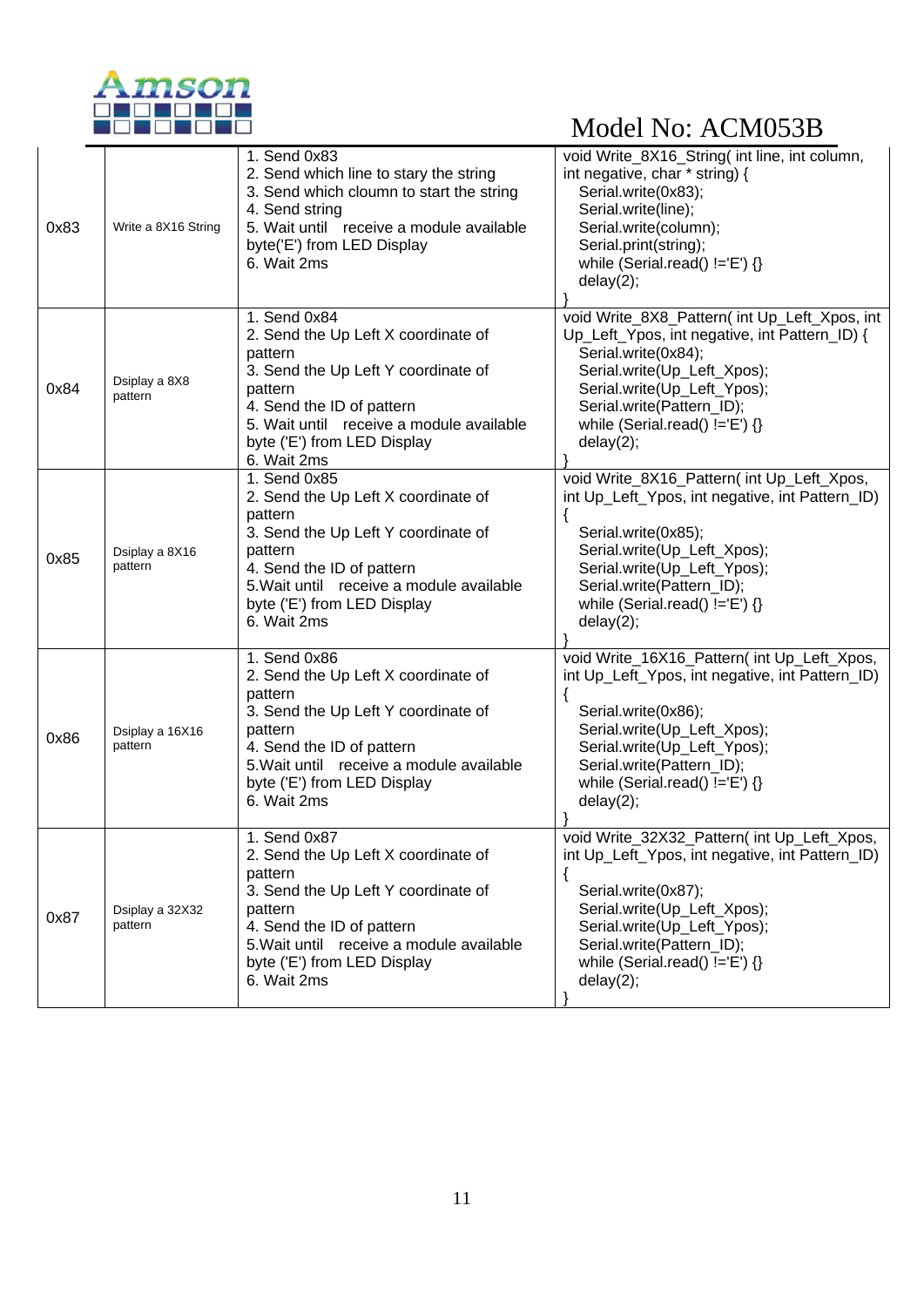| 0x83 | Write a 8X16 String | 1. Send 0x83<br>2. Send which line to stary the string<br>3. Send which cloumn to start the string<br>4. Send string<br>5. Wait until receive a module available byte('E') from LED Display<br>6. Wait 2ms | void Write_8X16_String( int line, int column, int negative, char * string) {<br>Serial.write(0x83);<br>Serial.write(line);<br>Serial.write(column);<br>Serial.print(string);<br>while (Serial.read() !='E') {}<br>delay(2);<br>} |
|---|---|---|---|
| 0x84 | Dsiplay a 8X8 pattern | 1. Send 0x84<br>2. Send the Up Left X coordinate of pattern<br>3. Send the Up Left Y coordinate of pattern<br>4. Send the ID of pattern<br>5. Wait until receive a module available byte ('E') from LED Display<br>6. Wait 2ms | void Write_8X8_Pattern( int Up_Left_Xpos, int Up_Left_Ypos, int negative, int Pattern_ID) {<br>Serial.write(0x84);<br>Serial.write(Up_Left_Xpos);<br>Serial.write(Up_Left_Ypos);<br>Serial.write(Pattern_ID);<br>while (Serial.read() !='E') {}<br>delay(2);<br>} |
| 0x85 | Dsiplay a 8X16 pattern | 1. Send 0x85<br>2. Send the Up Left X coordinate of pattern<br>3. Send the Up Left Y coordinate of pattern<br>4. Send the ID of pattern<br>5.Wait until receive a module available byte ('E') from LED Display<br>6. Wait 2ms | void Write_8X16_Pattern( int Up_Left_Xpos, int Up_Left_Ypos, int negative, int Pattern_ID)<br>{<br>Serial.write(0x85);<br>Serial.write(Up_Left_Xpos);<br>Serial.write(Up_Left_Ypos);<br>Serial.write(Pattern_ID);<br>while (Serial.read() !='E') {}<br>delay(2);<br>} |
| 0x86 | Dsiplay a 16X16 pattern | 1. Send 0x86<br>2. Send the Up Left X coordinate of pattern<br>3. Send the Up Left Y coordinate of pattern<br>4. Send the ID of pattern<br>5.Wait until receive a module available byte ('E') from LED Display<br>6. Wait 2ms | void Write_16X16_Pattern( int Up_Left_Xpos, int Up_Left_Ypos, int negative, int Pattern_ID)<br>{<br>Serial.write(0x86);<br>Serial.write(Up_Left_Xpos);<br>Serial.write(Up_Left_Ypos);<br>Serial.write(Pattern_ID);<br>while (Serial.read() !='E') {}<br>delay(2);<br>} |
| 0x87 | Dsiplay a 32X32 pattern | 1. Send 0x87<br>2. Send the Up Left X coordinate of pattern<br>3. Send the Up Left Y coordinate of pattern<br>4. Send the ID of pattern<br>5.Wait until receive a module available byte ('E') from LED Display<br>6. Wait 2ms | void Write_32X32_Pattern( int Up_Left_Xpos, int Up_Left_Ypos, int negative, int Pattern_ID)<br>{<br>Serial.write(0x87);<br>Serial.write(Up_Left_Xpos);<br>Serial.write(Up_Left_Ypos);<br>Serial.write(Pattern_ID);<br>while (Serial.read() !='E') {}<br>delay(2);<br>} |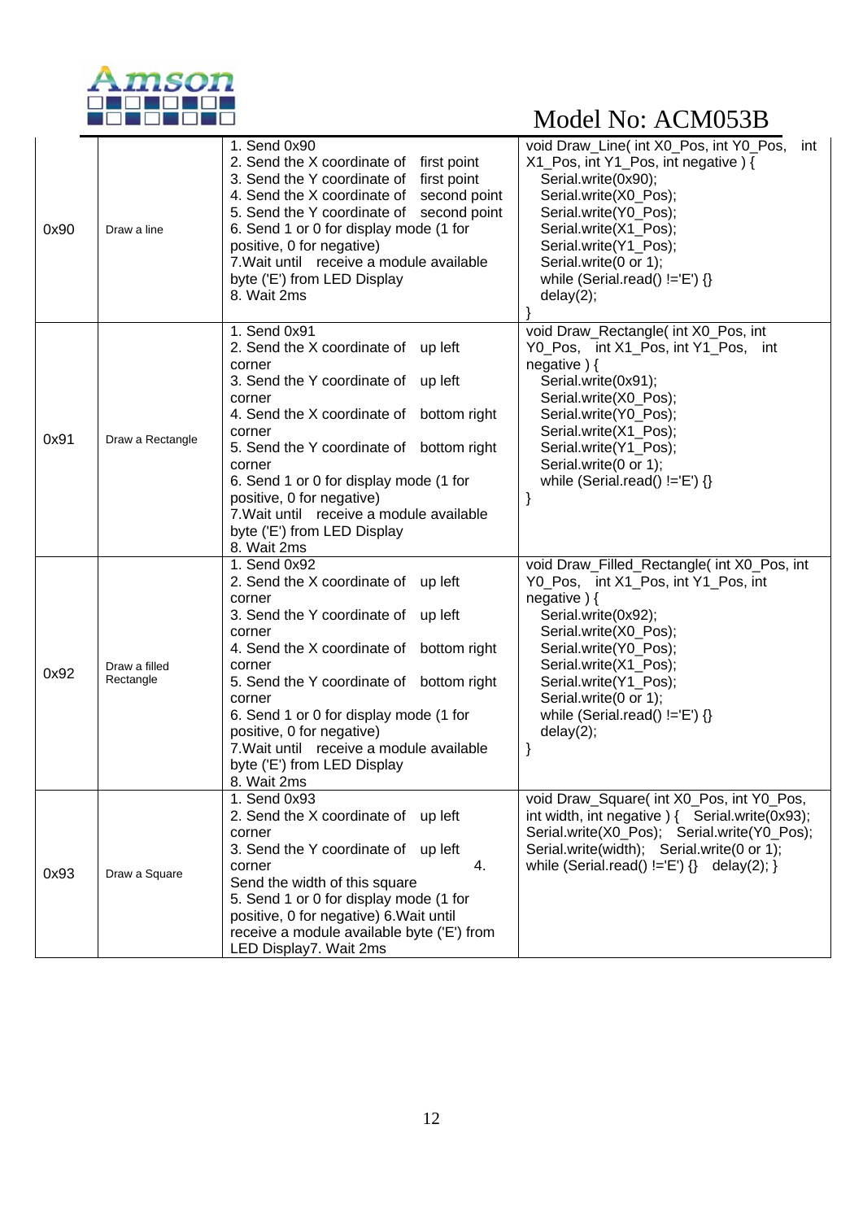Model No: ACM053B

| | | | |
|---|---|---|---|
| 0x90 | Draw a line | 1. Send 0x90<br>2. Send the X coordinate of first point<br>3. Send the Y coordinate of first point<br>4. Send the X coordinate of second point<br>5. Send the Y coordinate of second point<br>6. Send 1 or 0 for display mode (1 for positive, 0 for negative)<br>7.Wait until receive a module available byte ('E') from LED Display<br>8. Wait 2ms | void Draw_Line( int X0_Pos, int Y0_Pos, int X1_Pos, int Y1_Pos, int negative ) {<br>Serial.write(0x90);<br>Serial.write(X0_Pos);<br>Serial.write(Y0_Pos);<br>Serial.write(X1_Pos);<br>Serial.write(Y1_Pos);<br>Serial.write(0 or 1);<br>while (Serial.read() !='E') {}<br>delay(2);<br>} |
| 0x91 | Draw a Rectangle | 1. Send 0x91<br>2. Send the X coordinate of up left corner<br>3. Send the Y coordinate of up left corner<br>4. Send the X coordinate of bottom right corner<br>5. Send the Y coordinate of bottom right corner<br>6. Send 1 or 0 for display mode (1 for positive, 0 for negative)<br>7.Wait until receive a module available byte ('E') from LED Display<br>8. Wait 2ms | void Draw_Rectangle( int X0_Pos, int Y0_Pos, int X1_Pos, int Y1_Pos, int negative ) {<br>Serial.write(0x91);<br>Serial.write(X0_Pos);<br>Serial.write(Y0_Pos);<br>Serial.write(X1_Pos);<br>Serial.write(Y1_Pos);<br>Serial.write(0 or 1);<br>while (Serial.read() !='E') {}<br>} |
| 0x92 | Draw a filled Rectangle | 1. Send 0x92<br>2. Send the X coordinate of up left corner<br>3. Send the Y coordinate of up left corner<br>4. Send the X coordinate of bottom right corner<br>5. Send the Y coordinate of bottom right corner<br>6. Send 1 or 0 for display mode (1 for positive, 0 for negative)<br>7.Wait until receive a module available byte ('E') from LED Display<br>8. Wait 2ms | void Draw_Filled_Rectangle( int X0_Pos, int Y0_Pos, int X1_Pos, int Y1_Pos, int negative ) {<br>Serial.write(0x92);<br>Serial.write(X0_Pos);<br>Serial.write(Y0_Pos);<br>Serial.write(X1_Pos);<br>Serial.write(Y1_Pos);<br>Serial.write(0 or 1);<br>while (Serial.read() !='E') {}<br>delay(2);<br>} |
| 0x93 | Draw a Square | 1. Send 0x93<br>2. Send the X coordinate of up left corner<br>3. Send the Y coordinate of up left corner 4. Send the width of this square<br>5. Send 1 or 0 for display mode (1 for positive, 0 for negative) 6.Wait until receive a module available byte ('E') from LED Display7. Wait 2ms | void Draw_Square( int X0_Pos, int Y0_Pos, int width, int negative ) { Serial.write(0x93); Serial.write(X0_Pos); Serial.write(Y0_Pos); Serial.write(width); Serial.write(0 or 1); while (Serial.read() !='E') {} delay(2); } |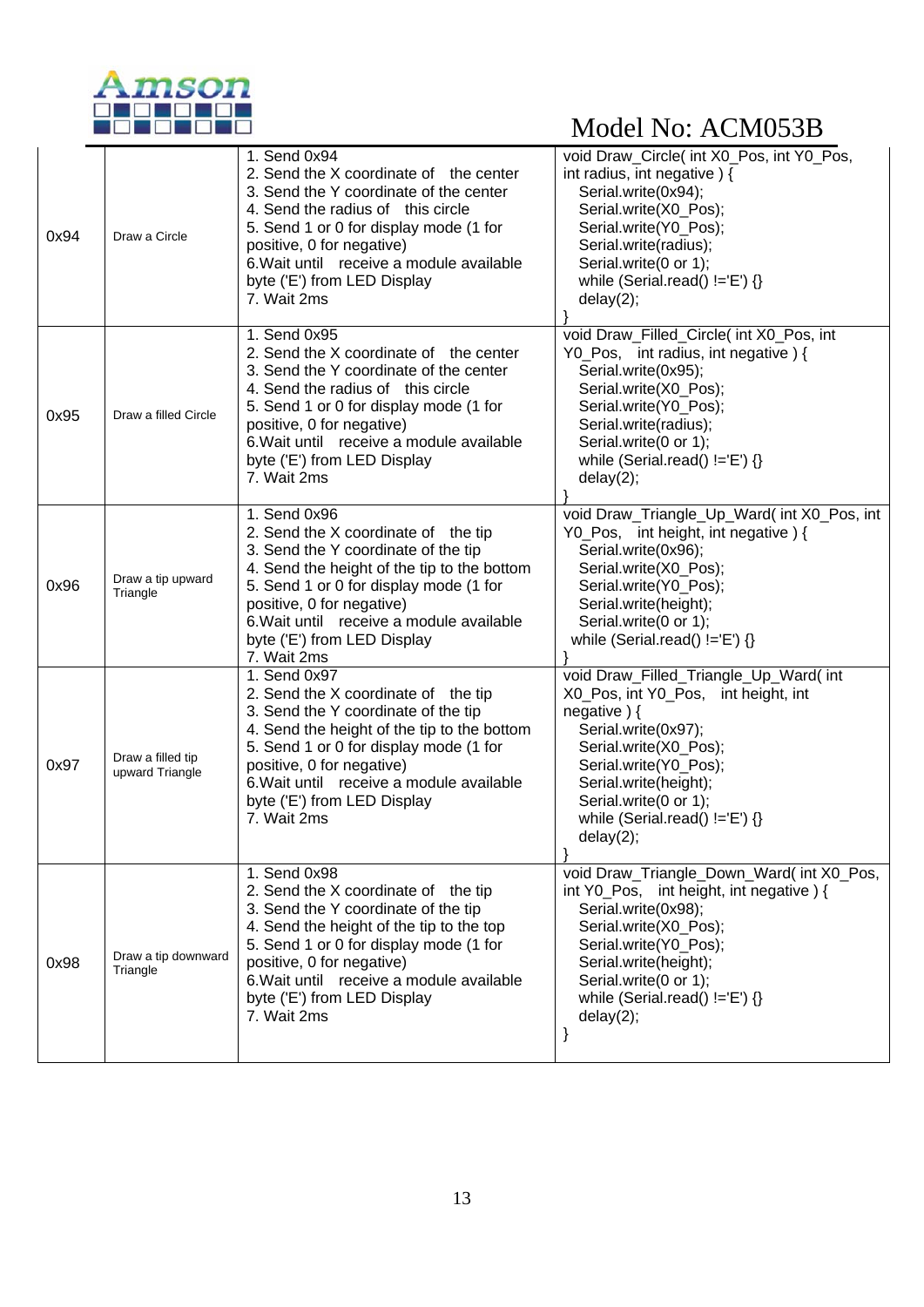| | | | |
|---|---|---|---|
| 0x94 | Draw a Circle | 1. Send 0x94<br>2. Send the X coordinate of the center<br>3. Send the Y coordinate of the center<br>4. Send the radius of this circle<br>5. Send 1 or 0 for display mode (1 for positive, 0 for negative)<br>6.Wait until receive a module available byte ('E') from LED Display<br>7. Wait 2ms | void Draw_Circle( int X0_Pos, int Y0_Pos, int radius, int negative ) {<br>Serial.write(0x94);<br>Serial.write(X0_Pos);<br>Serial.write(Y0_Pos);<br>Serial.write(radius);<br>Serial.write(0 or 1);<br>while (Serial.read() !='E') {}<br>delay(2);<br>} |
| 0x95 | Draw a filled Circle | 1. Send 0x95<br>2. Send the X coordinate of the center<br>3. Send the Y coordinate of the center<br>4. Send the radius of this circle<br>5. Send 1 or 0 for display mode (1 for positive, 0 for negative)<br>6.Wait until receive a module available byte ('E') from LED Display<br>7. Wait 2ms | void Draw_Filled_Circle( int X0_Pos, int Y0_Pos, int radius, int negative ) {<br>Serial.write(0x95);<br>Serial.write(X0_Pos);<br>Serial.write(Y0_Pos);<br>Serial.write(radius);<br>Serial.write(0 or 1);<br>while (Serial.read() !='E') {}<br>delay(2);<br>} |
| 0x96 | Draw a tip upward Triangle | 1. Send 0x96<br>2. Send the X coordinate of the tip<br>3. Send the Y coordinate of the tip<br>4. Send the height of the tip to the bottom<br>5. Send 1 or 0 for display mode (1 for positive, 0 for negative)<br>6.Wait until receive a module available byte ('E') from LED Display<br>7. Wait 2ms | void Draw_Triangle_Up_Ward( int X0_Pos, int Y0_Pos, int height, int negative ) {<br>Serial.write(0x96);<br>Serial.write(X0_Pos);<br>Serial.write(Y0_Pos);<br>Serial.write(height);<br>Serial.write(0 or 1);<br>while (Serial.read() !='E') {}<br>} |
| 0x97 | Draw a filled tip upward Triangle | 1. Send 0x97<br>2. Send the X coordinate of the tip<br>3. Send the Y coordinate of the tip<br>4. Send the height of the tip to the bottom<br>5. Send 1 or 0 for display mode (1 for positive, 0 for negative)<br>6.Wait until receive a module available byte ('E') from LED Display<br>7. Wait 2ms | void Draw_Filled_Triangle_Up_Ward( int X0_Pos, int Y0_Pos, int height, int negative ) {<br>Serial.write(0x97);<br>Serial.write(X0_Pos);<br>Serial.write(Y0_Pos);<br>Serial.write(height);<br>Serial.write(0 or 1);<br>while (Serial.read() !='E') {}<br>delay(2);<br>} |
| 0x98 | Draw a tip downward Triangle | 1. Send 0x98<br>2. Send the X coordinate of the tip<br>3. Send the Y coordinate of the tip<br>4. Send the height of the tip to the top<br>5. Send 1 or 0 for display mode (1 for positive, 0 for negative)<br>6.Wait until receive a module available byte ('E') from LED Display<br>7. Wait 2ms | void Draw_Triangle_Down_Ward( int X0_Pos, int Y0_Pos, int height, int negative ) {<br>Serial.write(0x98);<br>Serial.write(X0_Pos);<br>Serial.write(Y0_Pos);<br>Serial.write(height);<br>Serial.write(0 or 1);<br>while (Serial.read() !='E') {}<br>delay(2);<br>} |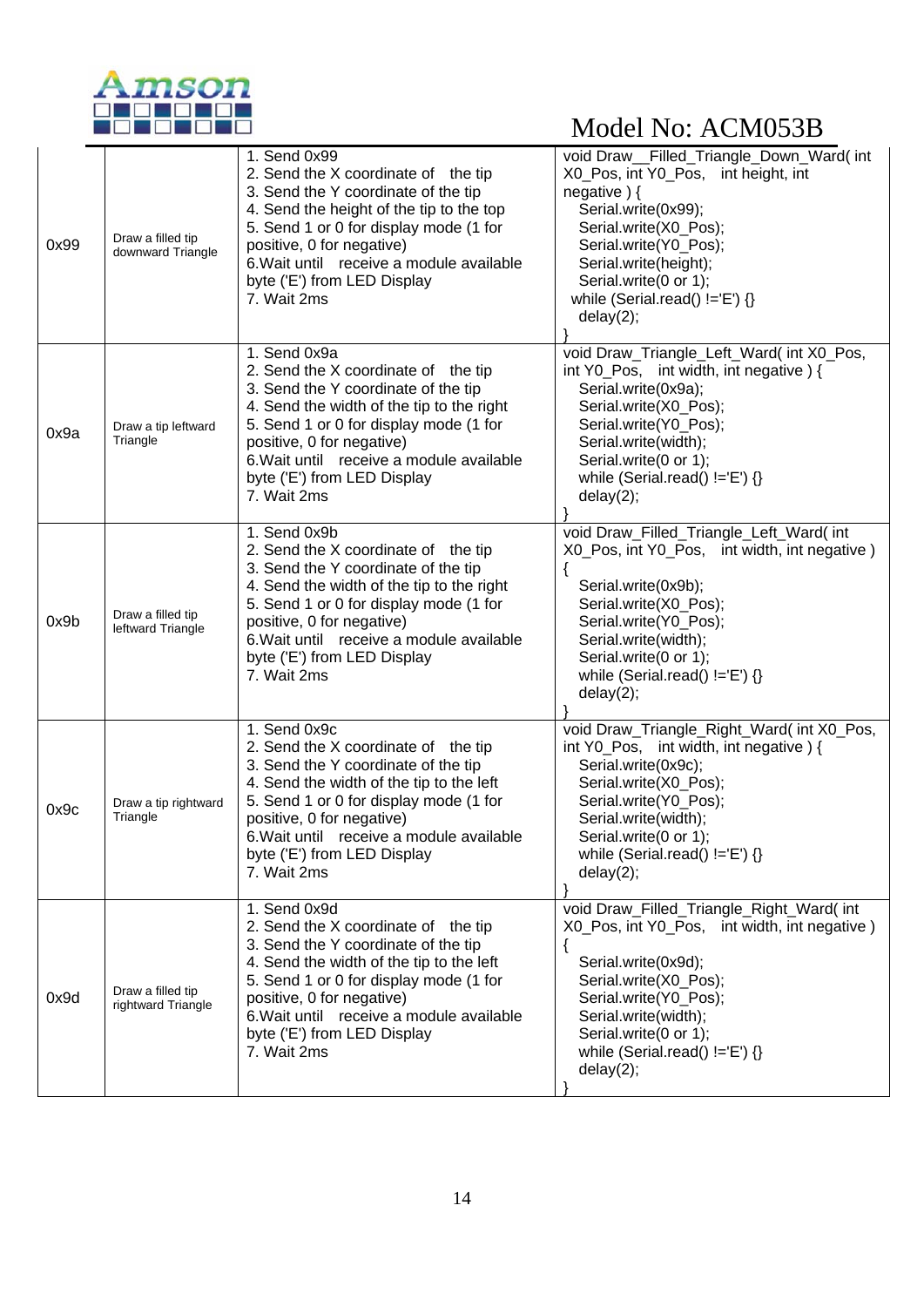| 0x99 | Draw a filled tip downward Triangle | 1. Send 0x99<br>2. Send the X coordinate of the tip<br>3. Send the Y coordinate of the tip<br>4. Send the height of the tip to the top<br>5. Send 1 or 0 for display mode (1 for positive, 0 for negative)<br>6.Wait until receive a module available byte ('E') from LED Display<br>7. Wait 2ms | void Draw__Filled_Triangle_Down_Ward( int X0_Pos, int Y0_Pos, int height, int negative ) {<br>Serial.write(0x99);<br>Serial.write(X0_Pos);<br>Serial.write(Y0_Pos);<br>Serial.write(height);<br>Serial.write(0 or 1);<br>while (Serial.read() !='E') {}<br>delay(2);<br>} |
|---|---|---|---|
| 0x9a | Draw a tip leftward Triangle | 1. Send 0x9a<br>2. Send the X coordinate of the tip<br>3. Send the Y coordinate of the tip<br>4. Send the width of the tip to the right<br>5. Send 1 or 0 for display mode (1 for positive, 0 for negative)<br>6.Wait until receive a module available byte ('E') from LED Display<br>7. Wait 2ms | void Draw_Triangle_Left_Ward( int X0_Pos, int Y0_Pos, int width, int negative ) {<br>Serial.write(0x9a);<br>Serial.write(X0_Pos);<br>Serial.write(Y0_Pos);<br>Serial.write(width);<br>Serial.write(0 or 1);<br>while (Serial.read() !='E') {}<br>delay(2);<br>} |
| 0x9b | Draw a filled tip leftward Triangle | 1. Send 0x9b<br>2. Send the X coordinate of the tip<br>3. Send the Y coordinate of the tip<br>4. Send the width of the tip to the right<br>5. Send 1 or 0 for display mode (1 for positive, 0 for negative)<br>6.Wait until receive a module available byte ('E') from LED Display<br>7. Wait 2ms | void Draw_Filled_Triangle_Left_Ward( int X0_Pos, int Y0_Pos, int width, int negative ) {<br>Serial.write(0x9b);<br>Serial.write(X0_Pos);<br>Serial.write(Y0_Pos);<br>Serial.write(width);<br>Serial.write(0 or 1);<br>while (Serial.read() !='E') {}<br>delay(2);<br>} |
| 0x9c | Draw a tip rightward Triangle | 1. Send 0x9c<br>2. Send the X coordinate of the tip<br>3. Send the Y coordinate of the tip<br>4. Send the width of the tip to the left<br>5. Send 1 or 0 for display mode (1 for positive, 0 for negative)<br>6.Wait until receive a module available byte ('E') from LED Display<br>7. Wait 2ms | void Draw_Triangle_Right_Ward( int X0_Pos, int Y0_Pos, int width, int negative ) {<br>Serial.write(0x9c);<br>Serial.write(X0_Pos);<br>Serial.write(Y0_Pos);<br>Serial.write(width);<br>Serial.write(0 or 1);<br>while (Serial.read() !='E') {}<br>delay(2);<br>} |
| 0x9d | Draw a filled tip rightward Triangle | 1. Send 0x9d<br>2. Send the X coordinate of the tip<br>3. Send the Y coordinate of the tip<br>4. Send the width of the tip to the left<br>5. Send 1 or 0 for display mode (1 for positive, 0 for negative)<br>6.Wait until receive a module available byte ('E') from LED Display<br>7. Wait 2ms | void Draw_Filled_Triangle_Right_Ward( int X0_Pos, int Y0_Pos, int width, int negative ) {<br>Serial.write(0x9d);<br>Serial.write(X0_Pos);<br>Serial.write(Y0_Pos);<br>Serial.write(width);<br>Serial.write(0 or 1);<br>while (Serial.read() !='E') {}<br>delay(2);<br>} |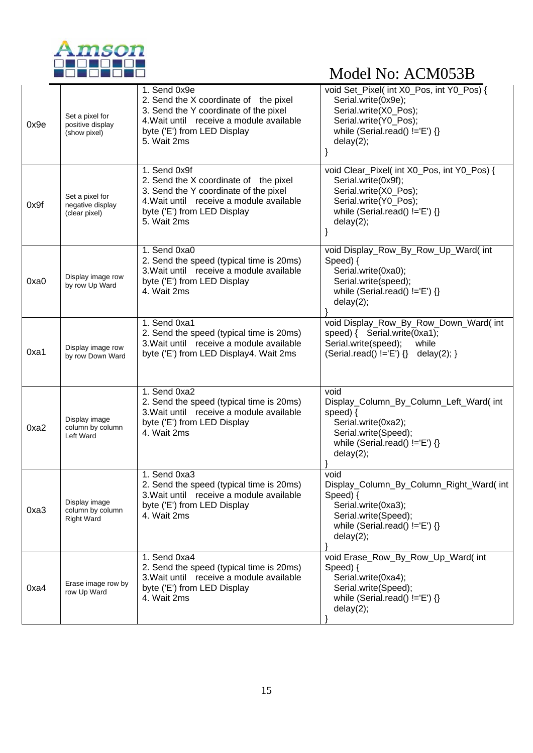Model No: ACM053B

| | | | |
|---|---|---|---|
| 0x9e | Set a pixel for positive display (show pixel) | 1. Send 0x9e<br>2. Send the X coordinate of the pixel<br>3. Send the Y coordinate of the pixel<br>4.Wait until receive a module available byte ('E') from LED Display<br>5. Wait 2ms | void Set_Pixel( int X0_Pos, int Y0_Pos) {<br>Serial.write(0x9e);<br>Serial.write(X0_Pos);<br>Serial.write(Y0_Pos);<br>while (Serial.read() !='E') {}<br>delay(2);<br>} |
| 0x9f | Set a pixel for negative display (clear pixel) | 1. Send 0x9f<br>2. Send the X coordinate of the pixel<br>3. Send the Y coordinate of the pixel<br>4.Wait until receive a module available byte ('E') from LED Display<br>5. Wait 2ms | void Clear_Pixel( int X0_Pos, int Y0_Pos) {<br>Serial.write(0x9f);<br>Serial.write(X0_Pos);<br>Serial.write(Y0_Pos);<br>while (Serial.read() !='E') {}<br>delay(2);<br>} |
| 0xa0 | Display image row by row Up Ward | 1. Send 0xa0<br>2. Send the speed (typical time is 20ms)<br>3.Wait until receive a module available byte ('E') from LED Display<br>4. Wait 2ms | void Display_Row_By_Row_Up_Ward( int Speed) {<br>Serial.write(0xa0);<br>Serial.write(speed);<br>while (Serial.read() !='E') {}<br>delay(2);<br>} |
| 0xa1 | Display image row by row Down Ward | 1. Send 0xa1<br>2. Send the speed (typical time is 20ms)<br>3.Wait until receive a module available byte ('E') from LED Display4. Wait 2ms | void Display_Row_By_Row_Down_Ward( int speed) { Serial.write(0xa1); Serial.write(speed); while (Serial.read() !='E') {} delay(2); } |
| 0xa2 | Display image column by column Left Ward | 1. Send 0xa2<br>2. Send the speed (typical time is 20ms)<br>3.Wait until receive a module available byte ('E') from LED Display<br>4. Wait 2ms | void Display_Column_By_Column_Left_Ward( int speed) {<br>Serial.write(0xa2);<br>Serial.write(Speed);<br>while (Serial.read() !='E') {}<br>delay(2);<br>} |
| 0xa3 | Display image column by column Right Ward | 1. Send 0xa3<br>2. Send the speed (typical time is 20ms)<br>3.Wait until receive a module available byte ('E') from LED Display<br>4. Wait 2ms | void Display_Column_By_Column_Right_Ward( int Speed) {<br>Serial.write(0xa3);<br>Serial.write(Speed);<br>while (Serial.read() !='E') {}<br>delay(2);<br>} |
| 0xa4 | Erase image row by row Up Ward | 1. Send 0xa4<br>2. Send the speed (typical time is 20ms)<br>3.Wait until receive a module available byte ('E') from LED Display<br>4. Wait 2ms | void Erase_Row_By_Row_Up_Ward( int Speed) {<br>Serial.write(0xa4);<br>Serial.write(Speed);<br>while (Serial.read() !='E') {}<br>delay(2);<br>} |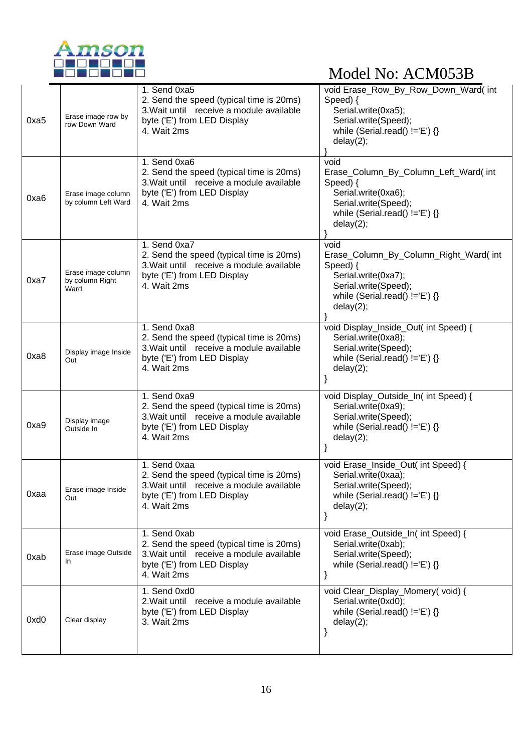| | | | |
|---|---|---|---|
| 0xa5 | Erase image row by row Down Ward | 1. Send 0xa5<br>2. Send the speed (typical time is 20ms)<br>3.Wait until receive a module available byte ('E') from LED Display<br>4. Wait 2ms | void Erase_Row_By_Row_Down_Ward( int Speed) {<br>Serial.write(0xa5);<br>Serial.write(Speed);<br>while (Serial.read() !='E') {}<br>delay(2);<br>} |
| 0xa6 | Erase image column by column Left Ward | 1. Send 0xa6<br>2. Send the speed (typical time is 20ms)<br>3.Wait until receive a module available byte ('E') from LED Display<br>4. Wait 2ms | void Erase_Column_By_Column_Left_Ward( int Speed) {<br>Serial.write(0xa6);<br>Serial.write(Speed);<br>while (Serial.read() !='E') {}<br>delay(2);<br>} |
| 0xa7 | Erase image column by column Right Ward | 1. Send 0xa7<br>2. Send the speed (typical time is 20ms)<br>3.Wait until receive a module available byte ('E') from LED Display<br>4. Wait 2ms | void Erase_Column_By_Column_Right_Ward( int Speed) {<br>Serial.write(0xa7);<br>Serial.write(Speed);<br>while (Serial.read() !='E') {}<br>delay(2);<br>} |
| 0xa8 | Display image Inside Out | 1. Send 0xa8<br>2. Send the speed (typical time is 20ms)<br>3.Wait until receive a module available byte ('E') from LED Display<br>4. Wait 2ms | void Display_Inside_Out( int Speed) {<br>Serial.write(0xa8);<br>Serial.write(Speed);<br>while (Serial.read() !='E') {}<br>delay(2);<br>} |
| 0xa9 | Display image Outside In | 1. Send 0xa9<br>2. Send the speed (typical time is 20ms)<br>3.Wait until receive a module available byte ('E') from LED Display<br>4. Wait 2ms | void Display_Outside_In( int Speed) {<br>Serial.write(0xa9);<br>Serial.write(Speed);<br>while (Serial.read() !='E') {}<br>delay(2);<br>} |
| 0xaa | Erase image Inside Out | 1. Send 0xaa<br>2. Send the speed (typical time is 20ms)<br>3.Wait until receive a module available byte ('E') from LED Display<br>4. Wait 2ms | void Erase_Inside_Out( int Speed) {<br>Serial.write(0xaa);<br>Serial.write(Speed);<br>while (Serial.read() !='E') {}<br>delay(2);<br>} |
| 0xab | Erase image Outside In | 1. Send 0xab<br>2. Send the speed (typical time is 20ms)<br>3.Wait until receive a module available byte ('E') from LED Display<br>4. Wait 2ms | void Erase_Outside_In( int Speed) {<br>Serial.write(0xab);<br>Serial.write(Speed);<br>while (Serial.read() !='E') {}<br>} |
| 0xd0 | Clear display | 1. Send 0xd0<br>2.Wait until receive a module available byte ('E') from LED Display<br>3. Wait 2ms | void Clear_Display_Momery( void) {<br>Serial.write(0xd0);<br>while (Serial.read() !='E') {}<br>delay(2);<br>} |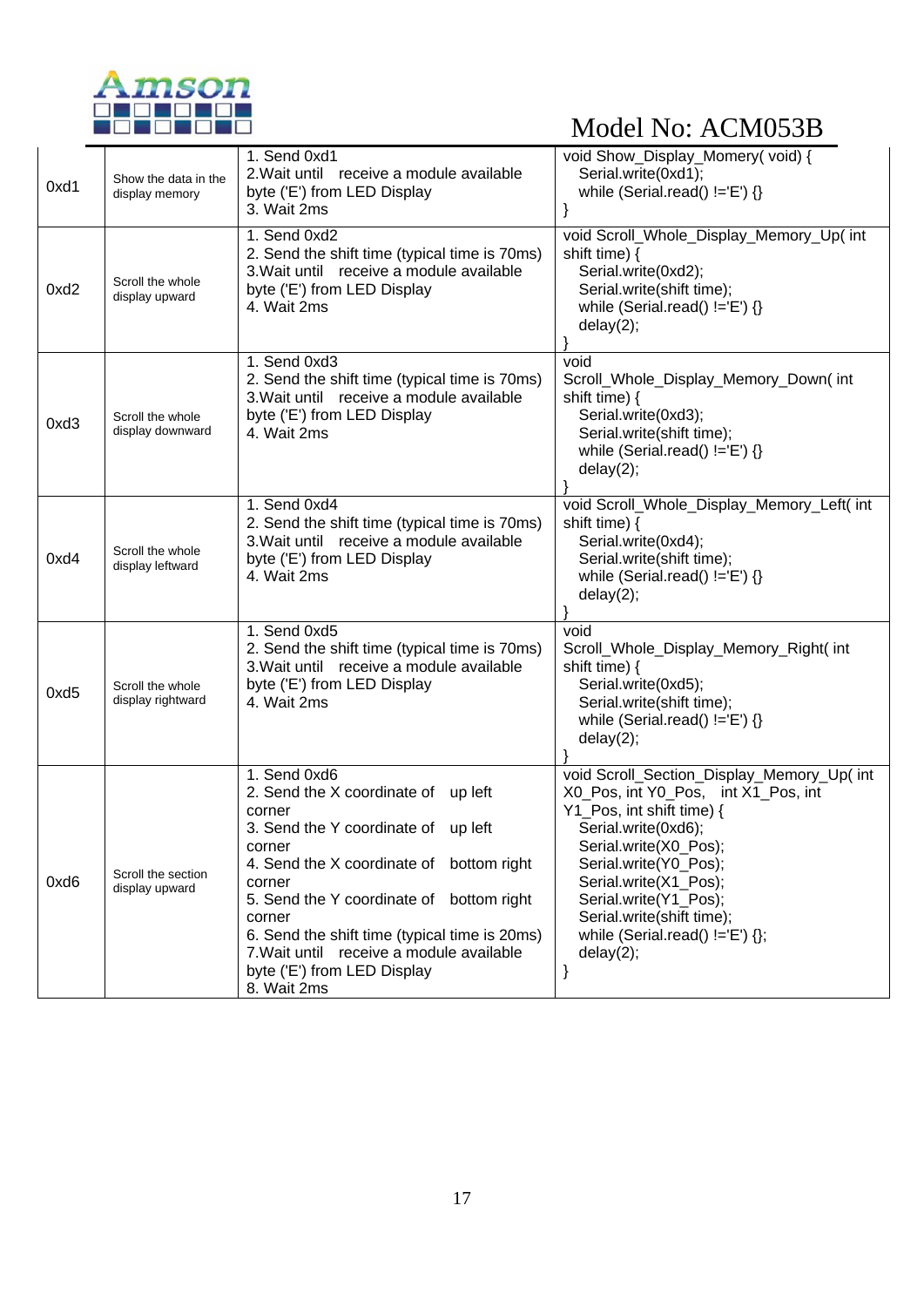| | | | |
|---|---|---|---|
| 0xd1 | Show the data in the display memory | 1. Send 0xd1<br>2.Wait until receive a module available byte ('E') from LED Display<br>3. Wait 2ms | void Show_Display_Momery( void) {<br>Serial.write(0xd1);<br>while (Serial.read() !='E') {}<br>} |
| 0xd2 | Scroll the whole display upward | 1. Send 0xd2<br>2. Send the shift time (typical time is 70ms)<br>3.Wait until receive a module available byte ('E') from LED Display<br>4. Wait 2ms | void Scroll_Whole_Display_Memory_Up( int shift time) {<br>Serial.write(0xd2);<br>Serial.write(shift time);<br>while (Serial.read() !='E') {}<br>delay(2);<br>} |
| 0xd3 | Scroll the whole display downward | 1. Send 0xd3<br>2. Send the shift time (typical time is 70ms)<br>3.Wait until receive a module available byte ('E') from LED Display<br>4. Wait 2ms | void Scroll_Whole_Display_Memory_Down( int shift time) {<br>Serial.write(0xd3);<br>Serial.write(shift time);<br>while (Serial.read() !='E') {}<br>delay(2);<br>} |
| 0xd4 | Scroll the whole display leftward | 1. Send 0xd4<br>2. Send the shift time (typical time is 70ms)<br>3.Wait until receive a module available byte ('E') from LED Display<br>4. Wait 2ms | void Scroll_Whole_Display_Memory_Left( int shift time) {<br>Serial.write(0xd4);<br>Serial.write(shift time);<br>while (Serial.read() !='E') {}<br>delay(2);<br>} |
| 0xd5 | Scroll the whole display rightward | 1. Send 0xd5<br>2. Send the shift time (typical time is 70ms)<br>3.Wait until receive a module available byte ('E') from LED Display<br>4. Wait 2ms | void Scroll_Whole_Display_Memory_Right( int shift time) {<br>Serial.write(0xd5);<br>Serial.write(shift time);<br>while (Serial.read() !='E') {}<br>delay(2);<br>} |
| 0xd6 | Scroll the section display upward | 1. Send 0xd6<br>2. Send the X coordinate of up left corner<br>3. Send the Y coordinate of up left corner<br>4. Send the X coordinate of bottom right corner<br>5. Send the Y coordinate of bottom right corner<br>6. Send the shift time (typical time is 20ms)<br>7.Wait until receive a module available byte ('E') from LED Display<br>8. Wait 2ms | void Scroll_Section_Display_Memory_Up( int X0_Pos, int Y0_Pos, int X1_Pos, int Y1_Pos, int shift time) {<br>Serial.write(0xd6);<br>Serial.write(X0_Pos);<br>Serial.write(Y0_Pos);<br>Serial.write(X1_Pos);<br>Serial.write(Y1_Pos);<br>Serial.write(shift time);<br>while (Serial.read() !='E') {};<br>delay(2);<br>} |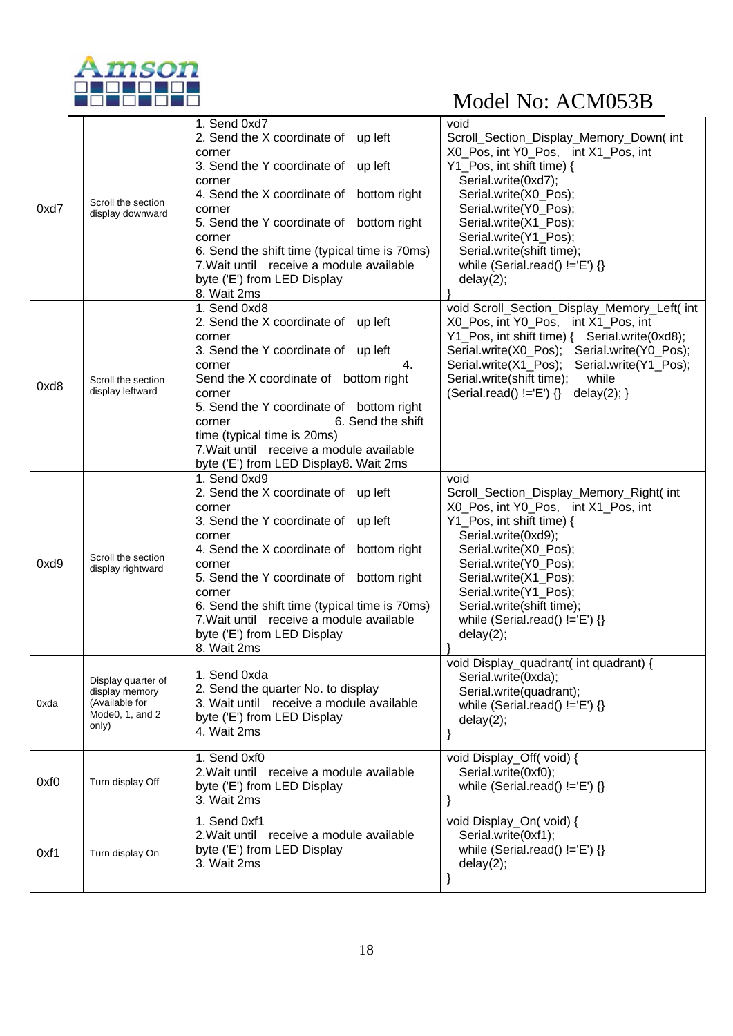Model No: ACM053B

| | | | |
|---|---|---|---|
| 0xd7 | Scroll the section display downward | 1. Send 0xd7<br>2. Send the X coordinate of up left corner<br>3. Send the Y coordinate of up left corner<br>4. Send the X coordinate of bottom right corner<br>5. Send the Y coordinate of bottom right corner<br>6. Send the shift time (typical time is 70ms)<br>7.Wait until receive a module available byte ('E') from LED Display<br>8. Wait 2ms | void Scroll_Section_Display_Memory_Down( int X0_Pos, int Y0_Pos, int X1_Pos, int Y1_Pos, int shift time) {<br>Serial.write(0xd7);<br>Serial.write(X0_Pos);<br>Serial.write(Y0_Pos);<br>Serial.write(X1_Pos);<br>Serial.write(Y1_Pos);<br>Serial.write(shift time);<br>while (Serial.read() !='E') {}<br>delay(2);<br>} |
| 0xd8 | Scroll the section display leftward | 1. Send 0xd8<br>2. Send the X coordinate of up left corner<br>3. Send the Y coordinate of up left corner 4. Send the X coordinate of bottom right corner<br>5. Send the Y coordinate of bottom right corner 6. Send the shift time (typical time is 20ms)<br>7.Wait until receive a module available byte ('E') from LED Display8. Wait 2ms | void Scroll_Section_Display_Memory_Left( int X0_Pos, int Y0_Pos, int X1_Pos, int Y1_Pos, int shift time) { Serial.write(0xd8); Serial.write(X0_Pos); Serial.write(Y0_Pos); Serial.write(X1_Pos); Serial.write(Y1_Pos); Serial.write(shift time); while (Serial.read() !='E') {} delay(2); } |
| 0xd9 | Scroll the section display rightward | 1. Send 0xd9<br>2. Send the X coordinate of up left corner<br>3. Send the Y coordinate of up left corner<br>4. Send the X coordinate of bottom right corner<br>5. Send the Y coordinate of bottom right corner<br>6. Send the shift time (typical time is 70ms)<br>7.Wait until receive a module available byte ('E') from LED Display<br>8. Wait 2ms | void Scroll_Section_Display_Memory_Right( int X0_Pos, int Y0_Pos, int X1_Pos, int Y1_Pos, int shift time) {<br>Serial.write(0xd9);<br>Serial.write(X0_Pos);<br>Serial.write(Y0_Pos);<br>Serial.write(X1_Pos);<br>Serial.write(Y1_Pos);<br>Serial.write(shift time);<br>while (Serial.read() !='E') {}<br>delay(2);<br>} |
| 0xda | Display quarter of display memory (Available for Mode0, 1, and 2 only) | 1. Send 0xda<br>2. Send the quarter No. to display<br>3. Wait until receive a module available byte ('E') from LED Display<br>4. Wait 2ms | void Display_quadrant( int quadrant) {<br>Serial.write(0xda);<br>Serial.write(quadrant);<br>while (Serial.read() !='E') {}<br>delay(2);<br>} |
| 0xf0 | Turn display Off | 1. Send 0xf0<br>2.Wait until receive a module available byte ('E') from LED Display<br>3. Wait 2ms | void Display_Off( void) {<br>Serial.write(0xf0);<br>while (Serial.read() !='E') {}<br>} |
| 0xf1 | Turn display On | 1. Send 0xf1<br>2.Wait until receive a module available byte ('E') from LED Display<br>3. Wait 2ms | void Display_On( void) {<br>Serial.write(0xf1);<br>while (Serial.read() !='E') {}<br>delay(2);<br>} |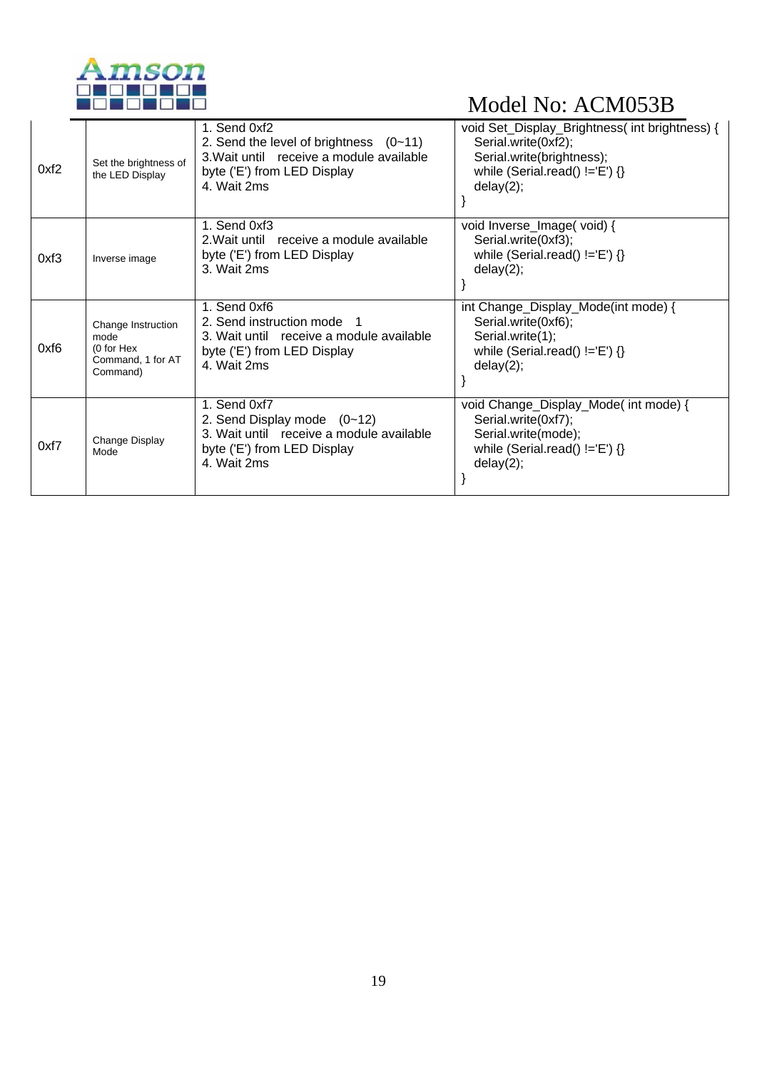| | | | |
|---|---|---|---|
| 0xf2 | Set the brightness of the LED Display | 1. Send 0xf2<br>2. Send the level of brightness (0~11)<br>3.Wait until receive a module available byte ('E') from LED Display<br>4. Wait 2ms | void Set_Display_Brightness( int brightness) {<br>Serial.write(0xf2);<br>Serial.write(brightness);<br>while (Serial.read() !='E') {}<br>delay(2);<br>} |
| 0xf3 | Inverse image | 1. Send 0xf3<br>2.Wait until receive a module available byte ('E') from LED Display<br>3. Wait 2ms | void Inverse_Image( void) {<br>Serial.write(0xf3);<br>while (Serial.read() !='E') {}<br>delay(2);<br>} |
| 0xf6 | Change Instruction mode<br>(0 for Hex Command, 1 for AT Command) | 1. Send 0xf6<br>2. Send instruction mode 1<br>3. Wait until receive a module available byte ('E') from LED Display<br>4. Wait 2ms | int Change_Display_Mode(int mode) {<br>Serial.write(0xf6);<br>Serial.write(1);<br>while (Serial.read() !='E') {}<br>delay(2);<br>} |
| 0xf7 | Change Display Mode | 1. Send 0xf7<br>2. Send Display mode (0~12)<br>3. Wait until receive a module available byte ('E') from LED Display<br>4. Wait 2ms | void Change_Display_Mode( int mode) {<br>Serial.write(0xf7);<br>Serial.write(mode);<br>while (Serial.read() !='E') {}<br>delay(2);<br>} |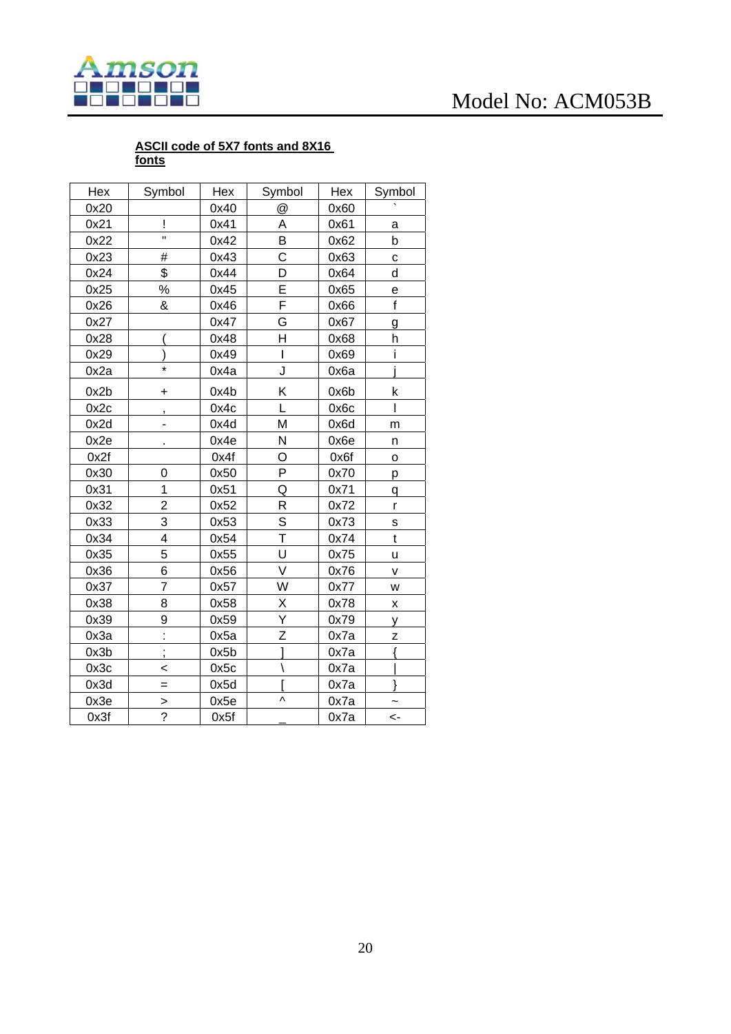**ASCII code of 5X7 fonts and 8X16 fonts**

| Hex | Symbol | Hex | Symbol | Hex | Symbol |
|---|---|---|---|---|---|
| 0x20 | | 0x40 | @ | 0x60 | ` |
| 0x21 | ! | 0x41 | A | 0x61 | a |
| 0x22 | " | 0x42 | B | 0x62 | b |
| 0x23 | # | 0x43 | C | 0x63 | c |
| 0x24 | $ | 0x44 | D | 0x64 | d |
| 0x25 | % | 0x45 | E | 0x65 | e |
| 0x26 | & | 0x46 | F | 0x66 | f |
| 0x27 | | 0x47 | G | 0x67 | g |
| 0x28 | ( | 0x48 | H | 0x68 | h |
| 0x29 | ) | 0x49 | I | 0x69 | i |
| 0x2a | * | 0x4a | J | 0x6a | j |
| 0x2b | + | 0x4b | K | 0x6b | k |
| 0x2c | , | 0x4c | L | 0x6c | l |
| 0x2d | - | 0x4d | M | 0x6d | m |
| 0x2e | . | 0x4e | N | 0x6e | n |
| 0x2f | | 0x4f | O | 0x6f | o |
| 0x30 | 0 | 0x50 | P | 0x70 | p |
| 0x31 | 1 | 0x51 | Q | 0x71 | q |
| 0x32 | 2 | 0x52 | R | 0x72 | r |
| 0x33 | 3 | 0x53 | S | 0x73 | s |
| 0x34 | 4 | 0x54 | T | 0x74 | t |
| 0x35 | 5 | 0x55 | U | 0x75 | u |
| 0x36 | 6 | 0x56 | V | 0x76 | v |
| 0x37 | 7 | 0x57 | W | 0x77 | w |
| 0x38 | 8 | 0x58 | X | 0x78 | x |
| 0x39 | 9 | 0x59 | Y | 0x79 | y |
| 0x3a | : | 0x5a | Z | 0x7a | z |
| 0x3b | ; | 0x5b | ] | 0x7a | { |
| 0x3c | < | 0x5c | \ | 0x7a | \| |
| 0x3d | = | 0x5d | [ | 0x7a | } |
| 0x3e | > | 0x5e | ^ | 0x7a | ~ |
| 0x3f | ? | 0x5f | _ | 0x7a | <- |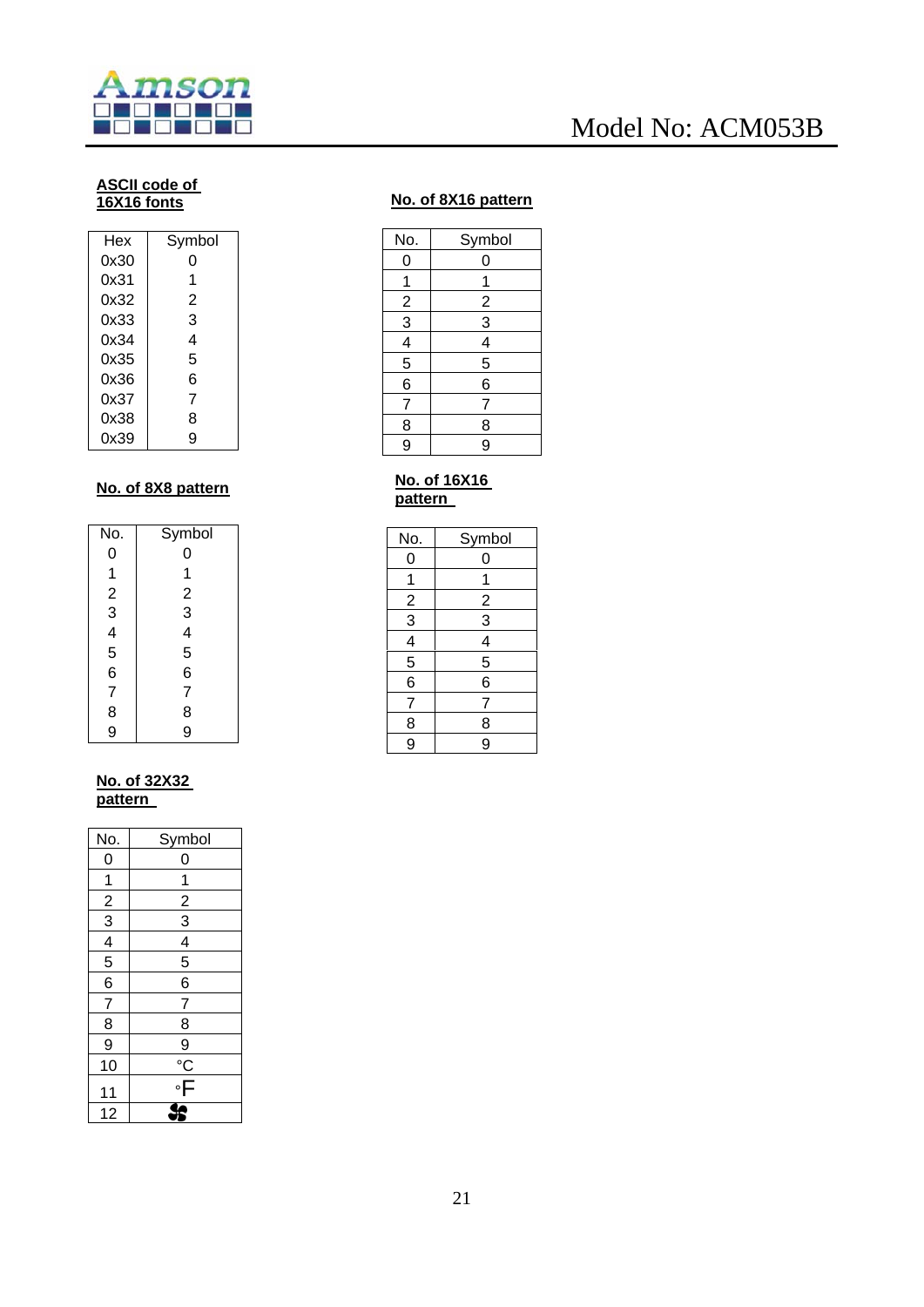**ASCII code of 16X16 fonts**

| Hex | Symbol |
|---|---|
| 0x30 | 0 |
| 0x31 | 1 |
| 0x32 | 2 |
| 0x33 | 3 |
| 0x34 | 4 |
| 0x35 | 5 |
| 0x36 | 6 |
| 0x37 | 7 |
| 0x38 | 8 |
| 0x39 | 9 |

**No. of 8X16 pattern**

| No. | Symbol |
|---|---|
| 0 | 0 |
| 1 | 1 |
| 2 | 2 |
| 3 | 3 |
| 4 | 4 |
| 5 | 5 |
| 6 | 6 |
| 7 | 7 |
| 8 | 8 |
| 9 | 9 |

**No. of 8X8 pattern**

| No. | Symbol |
|---|---|
| 0 | 0 |
| 1 | 1 |
| 2 | 2 |
| 3 | 3 |
| 4 | 4 |
| 5 | 5 |
| 6 | 6 |
| 7 | 7 |
| 8 | 8 |
| 9 | 9 |

**No. of 16X16 pattern**

| No. | Symbol |
|---|---|
| 0 | 0 |
| 1 | 1 |
| 2 | 2 |
| 3 | 3 |
| 4 | 4 |
| 5 | 5 |
| 6 | 6 |
| 7 | 7 |
| 8 | 8 |
| 9 | 9 |

**No. of 32X32 pattern**

| No. | Symbol |
|---|---|
| 0 | 0 |
| 1 | 1 |
| 2 | 2 |
| 3 | 3 |
| 4 | 4 |
| 5 | 5 |
| 6 | 6 |
| 7 | 7 |
| 8 | 8 |
| 9 | 9 |
| 10 | °C |
| 11 | °F |
| 12 | (fan symbol) |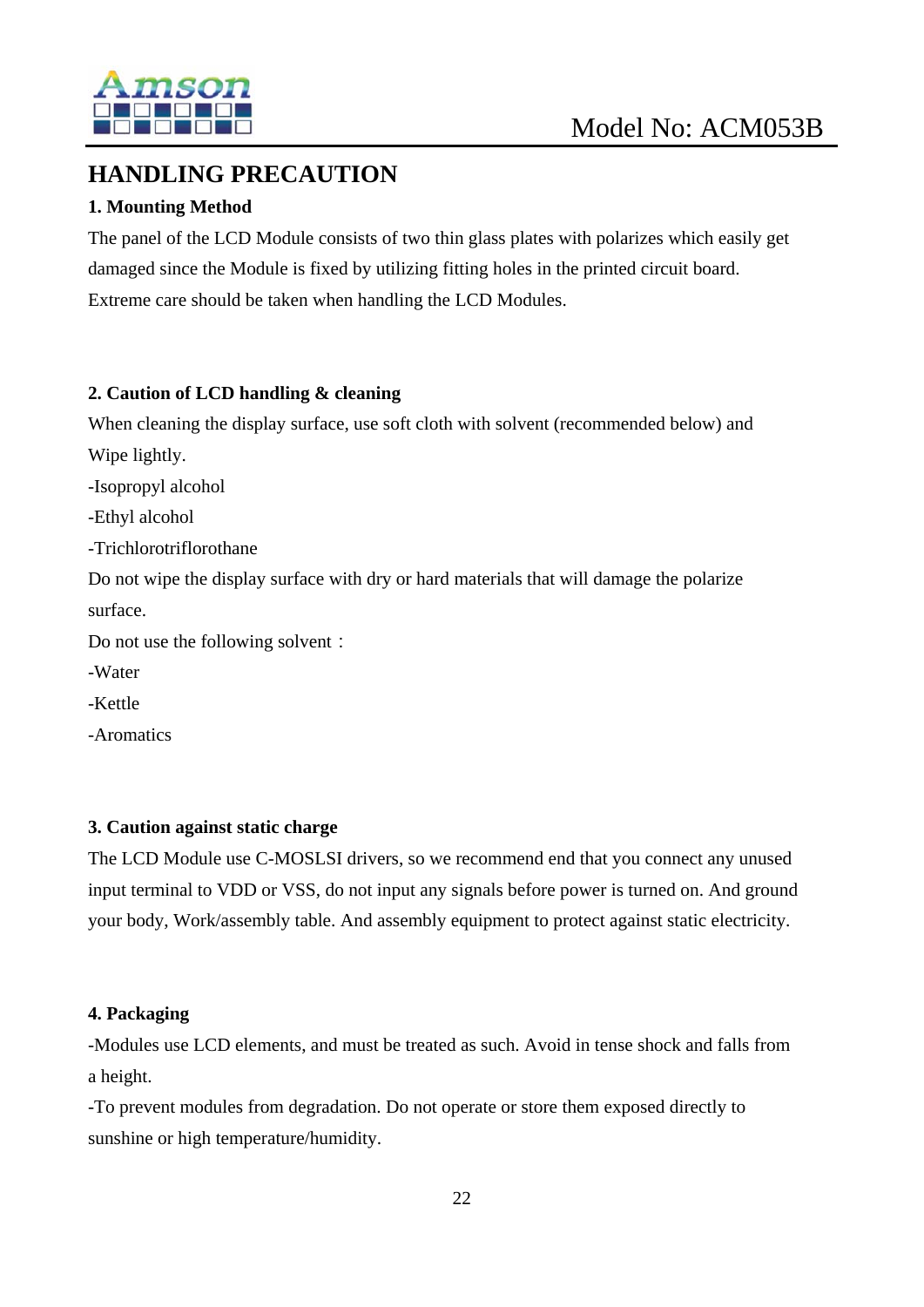# HANDLING PRECAUTION

### 1. Mounting Method

The panel of the LCD Module consists of two thin glass plates with polarizes which easily get damaged since the Module is fixed by utilizing fitting holes in the printed circuit board. Extreme care should be taken when handling the LCD Modules.

### 2. Caution of LCD handling & cleaning

When cleaning the display surface, use soft cloth with solvent (recommended below) and Wipe lightly.

-Isopropyl alcohol

-Ethyl alcohol

-Trichlorotriflorothane

Do not wipe the display surface with dry or hard materials that will damage the polarize surface.

Do not use the following solvent：

-Water

-Kettle

-Aromatics

### 3. Caution against static charge

The LCD Module use C-MOSLSI drivers, so we recommend end that you connect any unused input terminal to VDD or VSS, do not input any signals before power is turned on. And ground your body, Work/assembly table. And assembly equipment to protect against static electricity.

### 4. Packaging

-Modules use LCD elements, and must be treated as such. Avoid in tense shock and falls from a height.

-To prevent modules from degradation. Do not operate or store them exposed directly to sunshine or high temperature/humidity.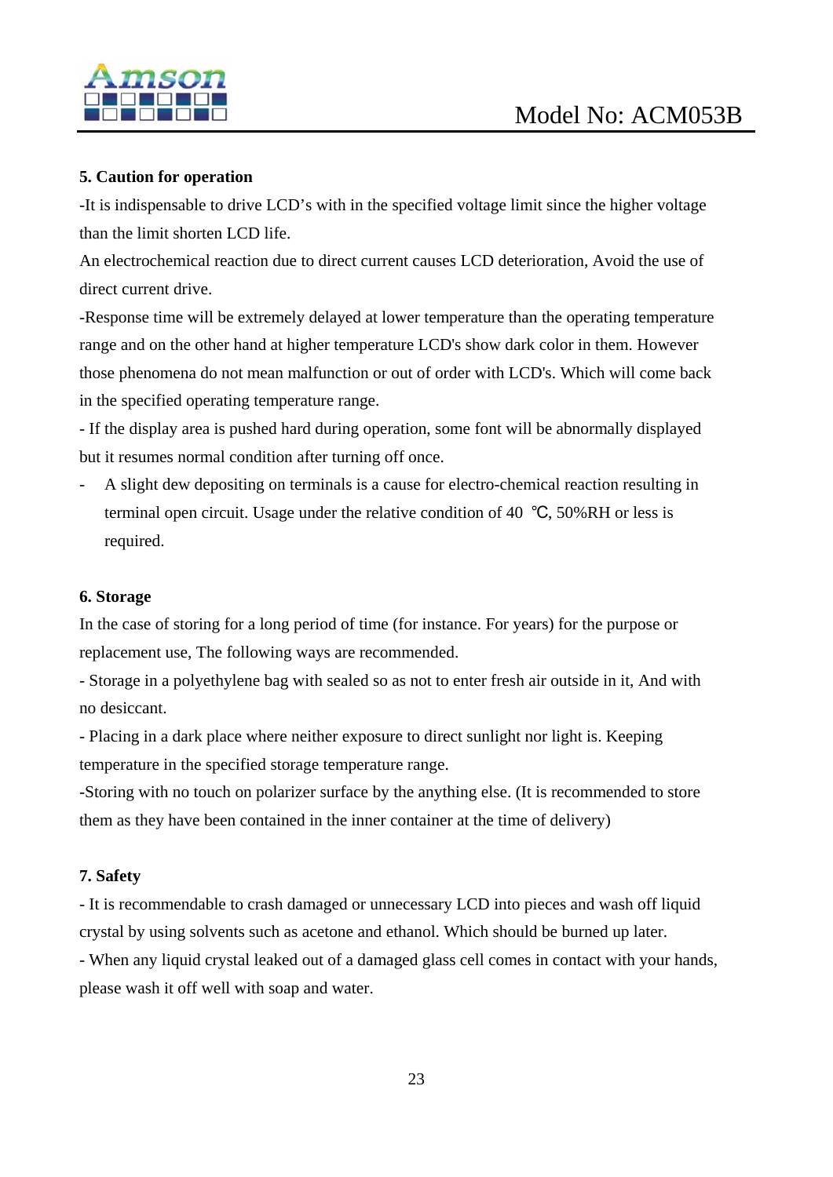## 5. Caution for operation

-It is indispensable to drive LCD's with in the specified voltage limit since the higher voltage than the limit shorten LCD life.

An electrochemical reaction due to direct current causes LCD deterioration, Avoid the use of direct current drive.

-Response time will be extremely delayed at lower temperature than the operating temperature range and on the other hand at higher temperature LCD's show dark color in them. However those phenomena do not mean malfunction or out of order with LCD's. Which will come back in the specified operating temperature range.

- If the display area is pushed hard during operation, some font will be abnormally displayed but it resumes normal condition after turning off once.

- A slight dew depositing on terminals is a cause for electro-chemical reaction resulting in terminal open circuit. Usage under the relative condition of 40 ℃, 50%RH or less is required.

## 6. Storage

In the case of storing for a long period of time (for instance. For years) for the purpose or replacement use, The following ways are recommended.

- Storage in a polyethylene bag with sealed so as not to enter fresh air outside in it, And with no desiccant.

- Placing in a dark place where neither exposure to direct sunlight nor light is. Keeping temperature in the specified storage temperature range.

-Storing with no touch on polarizer surface by the anything else. (It is recommended to store them as they have been contained in the inner container at the time of delivery)

## 7. Safety

- It is recommendable to crash damaged or unnecessary LCD into pieces and wash off liquid crystal by using solvents such as acetone and ethanol. Which should be burned up later.

- When any liquid crystal leaked out of a damaged glass cell comes in contact with your hands, please wash it off well with soap and water.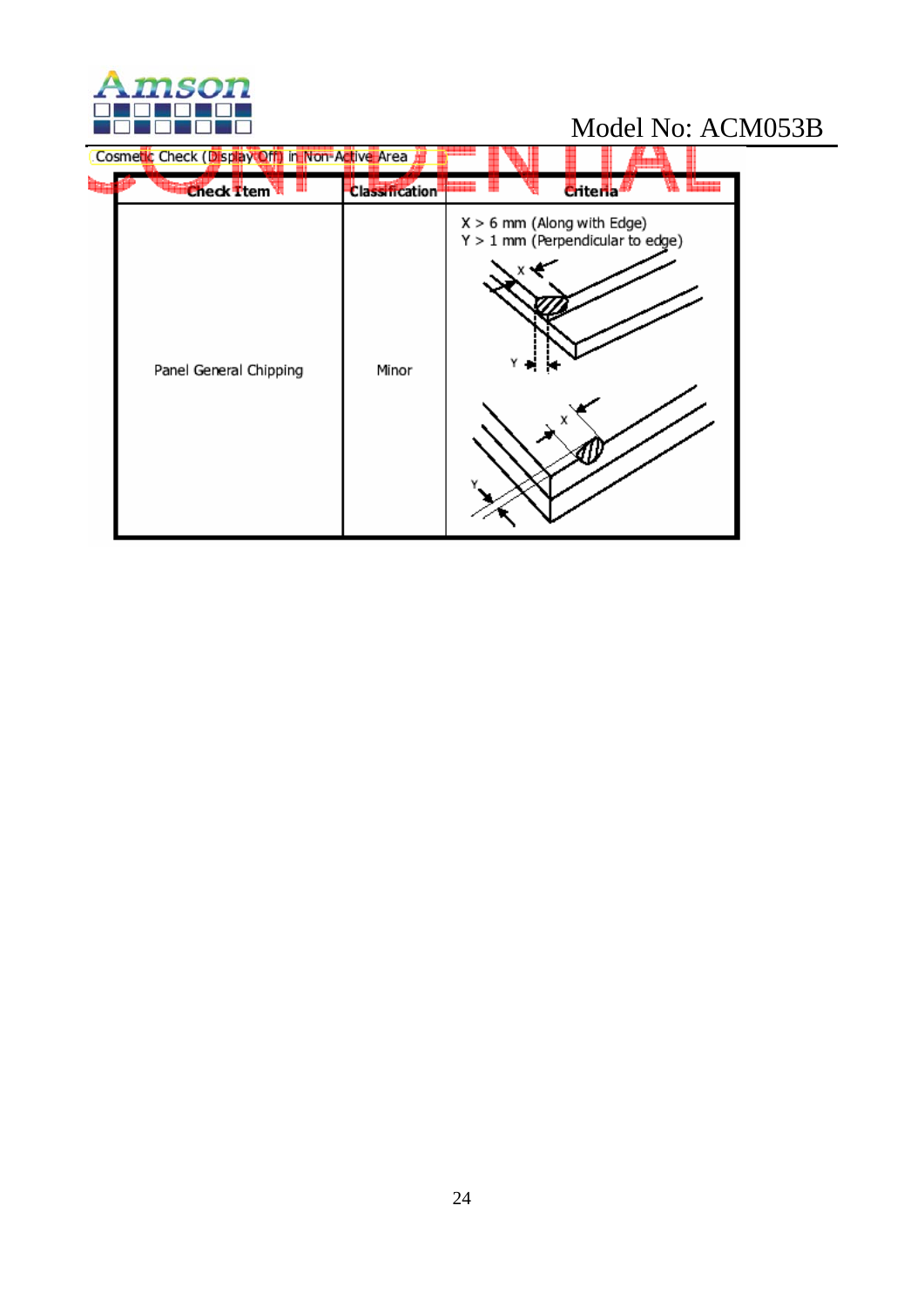Cosmetic Check (Display Off) in Non-Active Area

| Check Item | Classification | Criteria |
| --- | --- | --- |
| Panel General Chipping | Minor | X > 6 mm (Along with Edge)<br>Y > 1 mm (Perpendicular to edge) |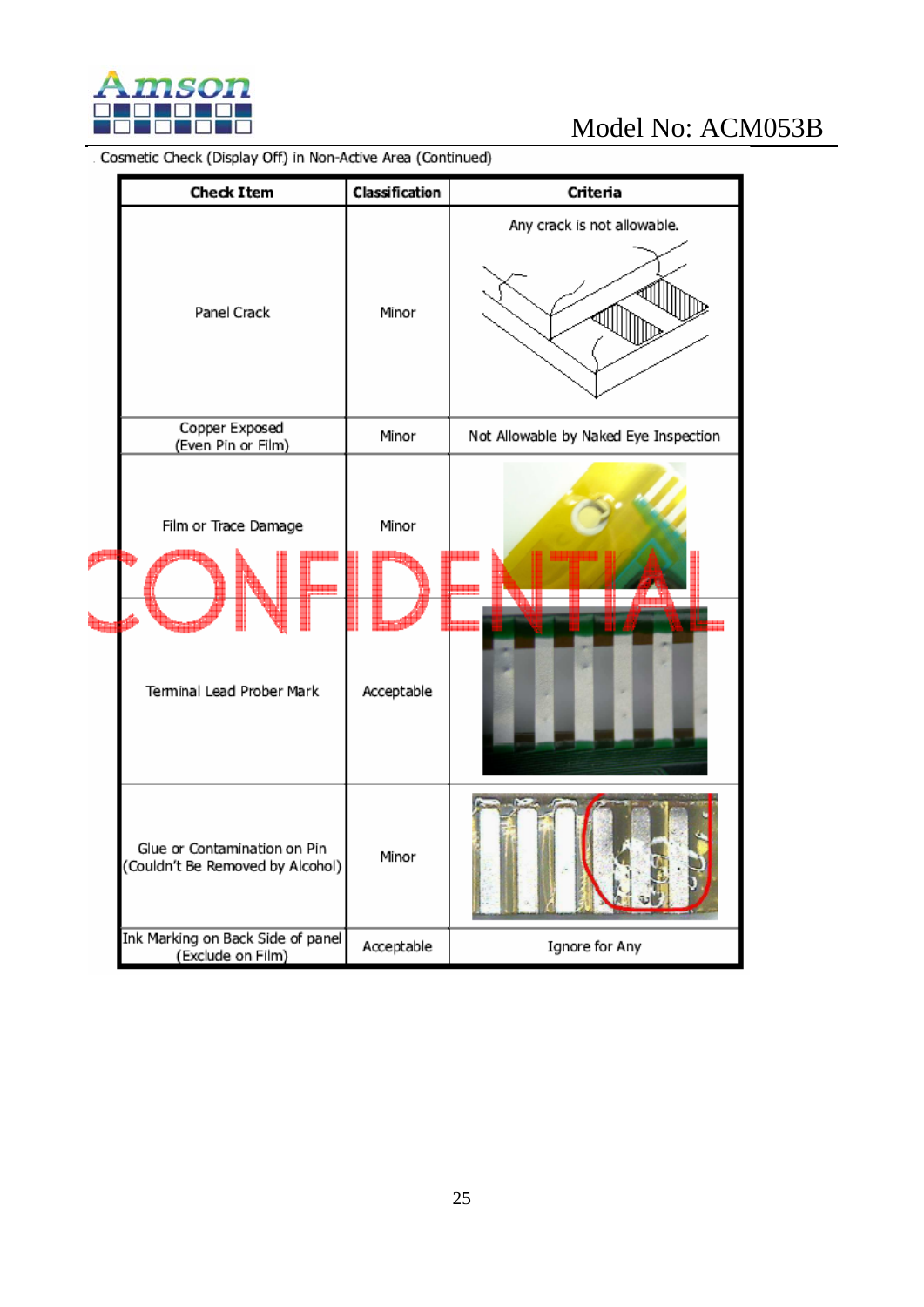Cosmetic Check (Display Off) in Non-Active Area (Continued)

| Check Item | Classification | Criteria |
| --- | --- | --- |
| Panel Crack | Minor | Any crack is not allowable. |
| Copper Exposed (Even Pin or Film) | Minor | Not Allowable by Naked Eye Inspection |
| Film or Trace Damage | Minor | |
| Terminal Lead Prober Mark | Acceptable | |
| Glue or Contamination on Pin (Couldn't Be Removed by Alcohol) | Minor | |
| Ink Marking on Back Side of panel (Exclude on Film) | Acceptable | Ignore for Any |

CONFIDENTIAL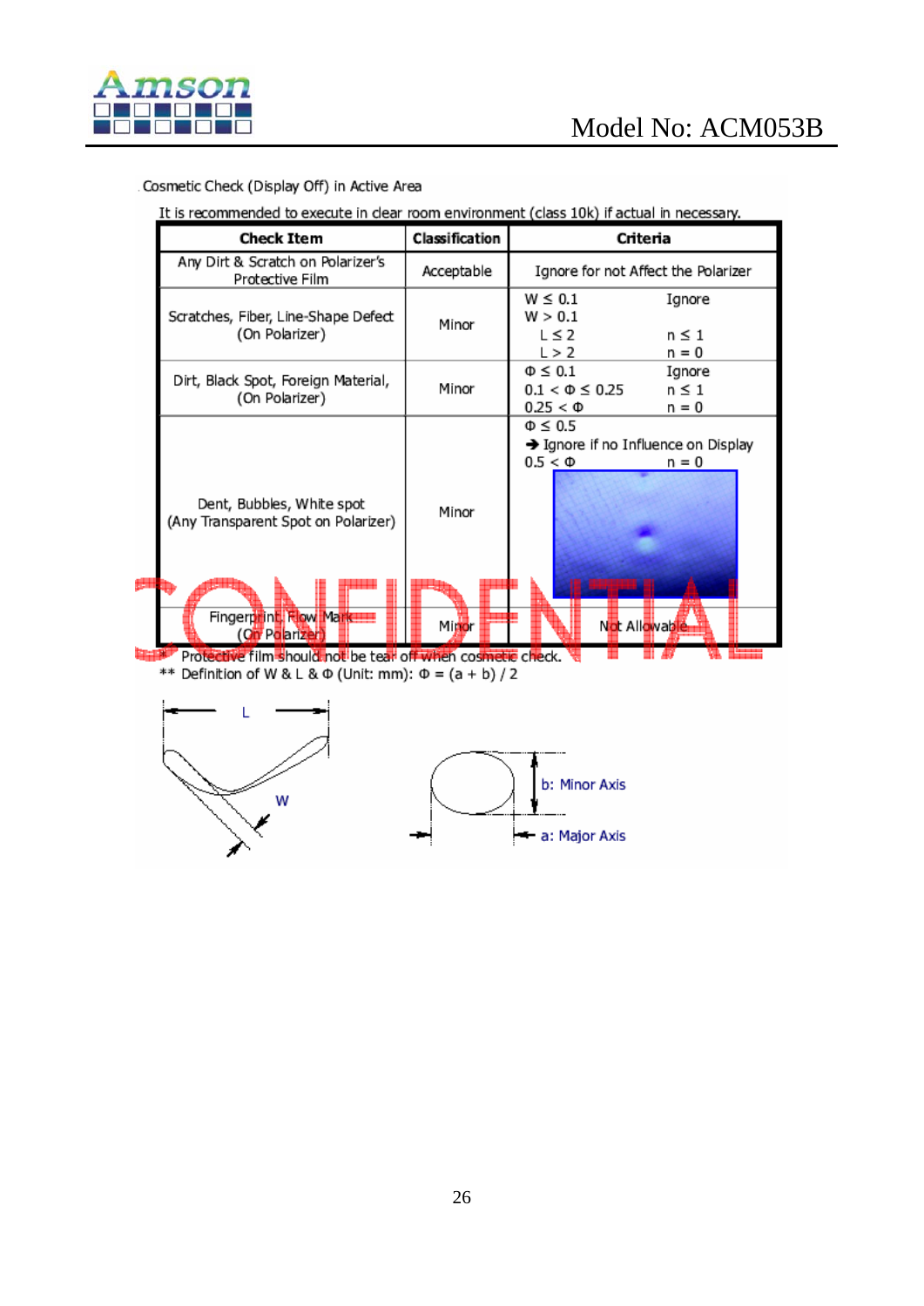Cosmetic Check (Display Off) in Active Area

It is recommended to execute in clear room environment (class 10k) if actual in necessary.

| Check Item | Classification | Criteria |
|---|---|---|
| Any Dirt & Scratch on Polarizer's Protective Film | Acceptable | Ignore for not Affect the Polarizer |
| Scratches, Fiber, Line-Shape Defect (On Polarizer) | Minor | W ≤ 0.1 Ignore<br>W > 0.1<br>L ≤ 2 n ≤ 1<br>L > 2 n = 0 |
| Dirt, Black Spot, Foreign Material, (On Polarizer) | Minor | Φ ≤ 0.1 Ignore<br>0.1 < Φ ≤ 0.25 n ≤ 1<br>0.25 < Φ n = 0 |
| Dent, Bubbles, White spot (Any Transparent Spot on Polarizer) | Minor | Φ ≤ 0.5<br>➔ Ignore if no Influence on Display<br>0.5 < Φ n = 0 |
| Fingerprint, Flow Mark (On Polarizer) | Minor | Not Allowable |

\* Protective film should not be tear off when cosmetic check.

** Definition of W & L & Φ (Unit: mm): Φ = (a + b) / 2

L

W

b: Minor Axis

a: Major Axis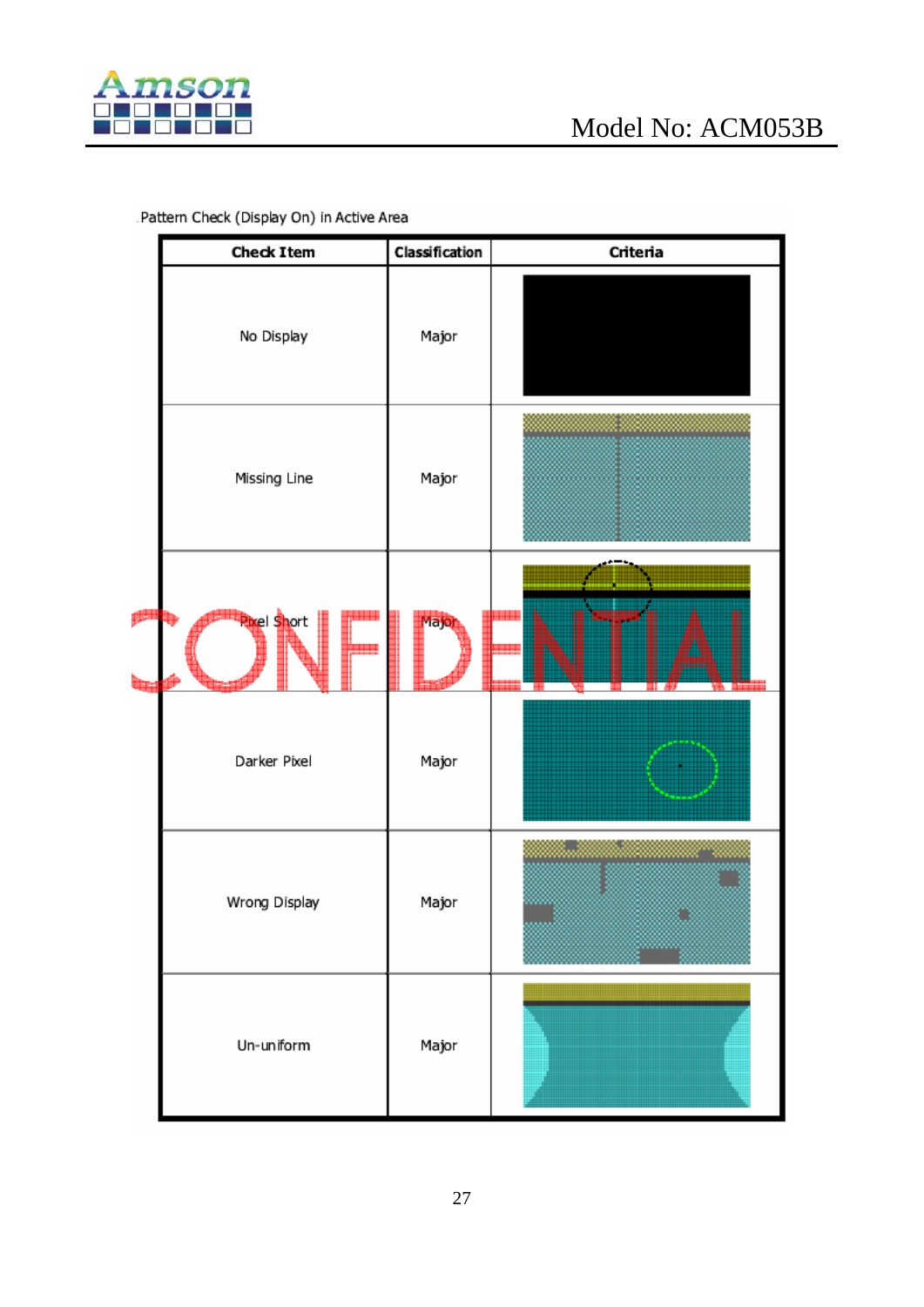Pattern Check (Display On) in Active Area

| Check Item | Classification | Criteria |
|---|---|---|
| No Display | Major | |
| Missing Line | Major | |
| Pixel Short | Major | |
| Darker Pixel | Major | |
| Wrong Display | Major | |
| Un-uniform | Major | |